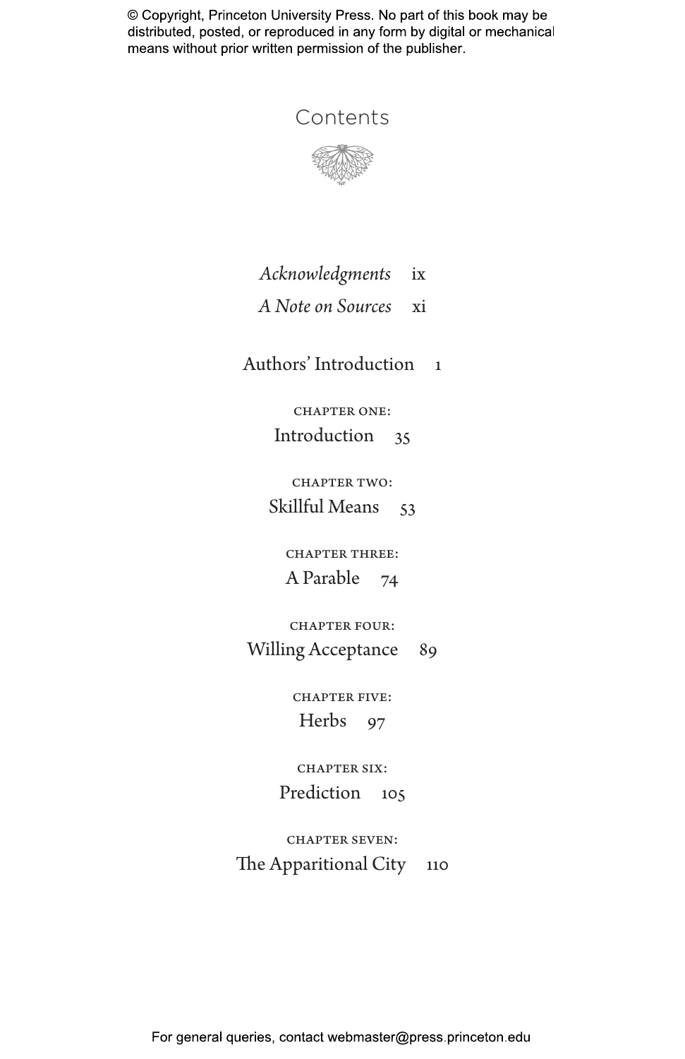# Contents

*Acknowledgments* ix

*A Note on Sources* xi

Authors' Introduction 1

CHAPTER ONE:
Introduction 35

CHAPTER TWO:
Skillful Means 53

CHAPTER THREE:
A Parable 74

CHAPTER FOUR:
Willing Acceptance 89

CHAPTER FIVE:
Herbs 97

CHAPTER SIX:
Prediction 105

CHAPTER SEVEN:
The Apparitional City 110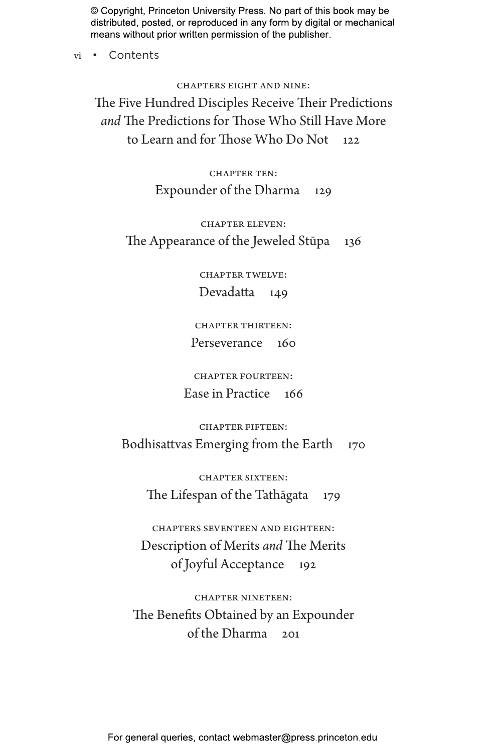Chapters Eight and Nine:
The Five Hundred Disciples Receive Their Predictions *and* The Predictions for Those Who Still Have More to Learn and for Those Who Do Not 122

Chapter Ten:
Expounder of the Dharma 129

Chapter Eleven:
The Appearance of the Jeweled Stūpa 136

Chapter Twelve:
Devadatta 149

Chapter Thirteen:
Perseverance 160

Chapter Fourteen:
Ease in Practice 166

Chapter Fifteen:
Bodhisattvas Emerging from the Earth 170

Chapter Sixteen:
The Lifespan of the Tathāgata 179

Chapters Seventeen and Eighteen:
Description of Merits *and* The Merits of Joyful Acceptance 192

Chapter Nineteen:
The Benefits Obtained by an Expounder of the Dharma 201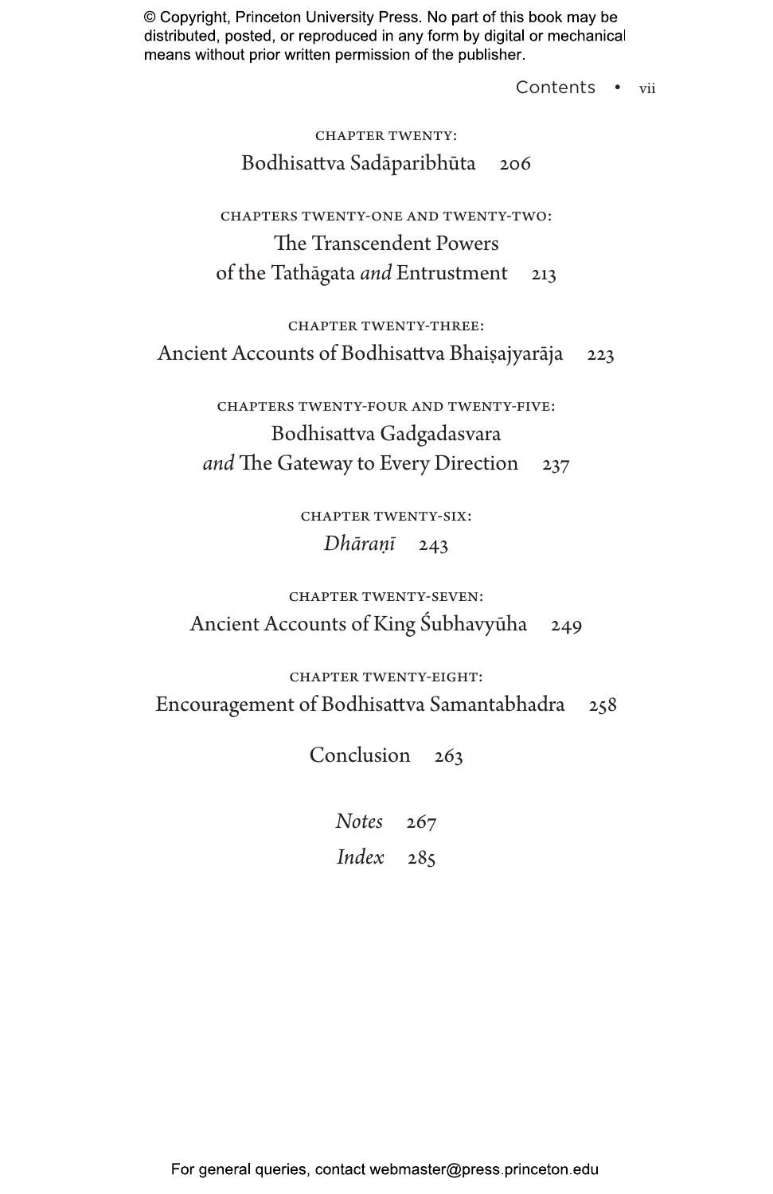Chapter Twenty:
Bodhisattva Sadāparibhūta 206

Chapters Twenty-One and Twenty-Two:
The Transcendent Powers
of the Tathāgata *and* Entrustment 213

Chapter Twenty-Three:
Ancient Accounts of Bodhisattva Bhaiṣajyarāja 223

Chapters Twenty-Four and Twenty-Five:
Bodhisattva Gadgadasvara
*and* The Gateway to Every Direction 237

Chapter Twenty-Six:
*Dhāraṇī* 243

Chapter Twenty-Seven:
Ancient Accounts of King Śubhavyūha 249

Chapter Twenty-Eight:
Encouragement of Bodhisattva Samantabhadra 258

Conclusion 263

*Notes* 267

*Index* 285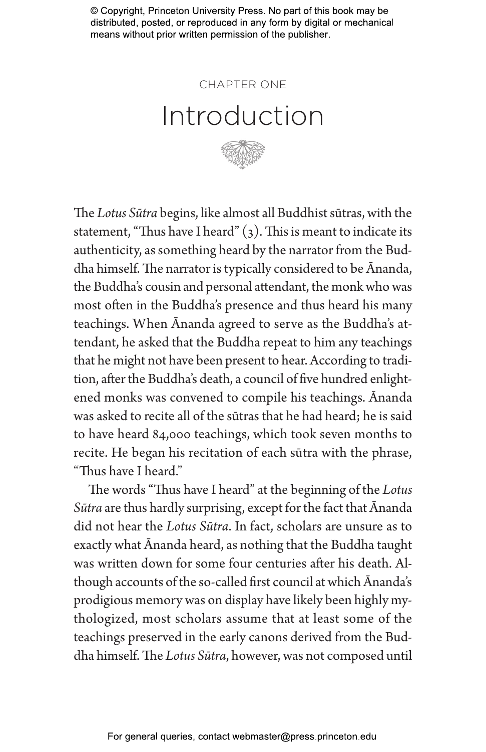CHAPTER ONE

# Introduction

The *Lotus Sūtra* begins, like almost all Buddhist sūtras, with the statement, "Thus have I heard" (3). This is meant to indicate its authenticity, as something heard by the narrator from the Buddha himself. The narrator is typically considered to be Ānanda, the Buddha's cousin and personal attendant, the monk who was most often in the Buddha's presence and thus heard his many teachings. When Ānanda agreed to serve as the Buddha's attendant, he asked that the Buddha repeat to him any teachings that he might not have been present to hear. According to tradition, after the Buddha's death, a council of five hundred enlightened monks was convened to compile his teachings. Ānanda was asked to recite all of the sūtras that he had heard; he is said to have heard 84,000 teachings, which took seven months to recite. He began his recitation of each sūtra with the phrase, "Thus have I heard."

The words "Thus have I heard" at the beginning of the *Lotus Sūtra* are thus hardly surprising, except for the fact that Ānanda did not hear the *Lotus Sūtra*. In fact, scholars are unsure as to exactly what Ānanda heard, as nothing that the Buddha taught was written down for some four centuries after his death. Although accounts of the so-called first council at which Ānanda's prodigious memory was on display have likely been highly mythologized, most scholars assume that at least some of the teachings preserved in the early canons derived from the Buddha himself. The *Lotus Sūtra*, however, was not composed until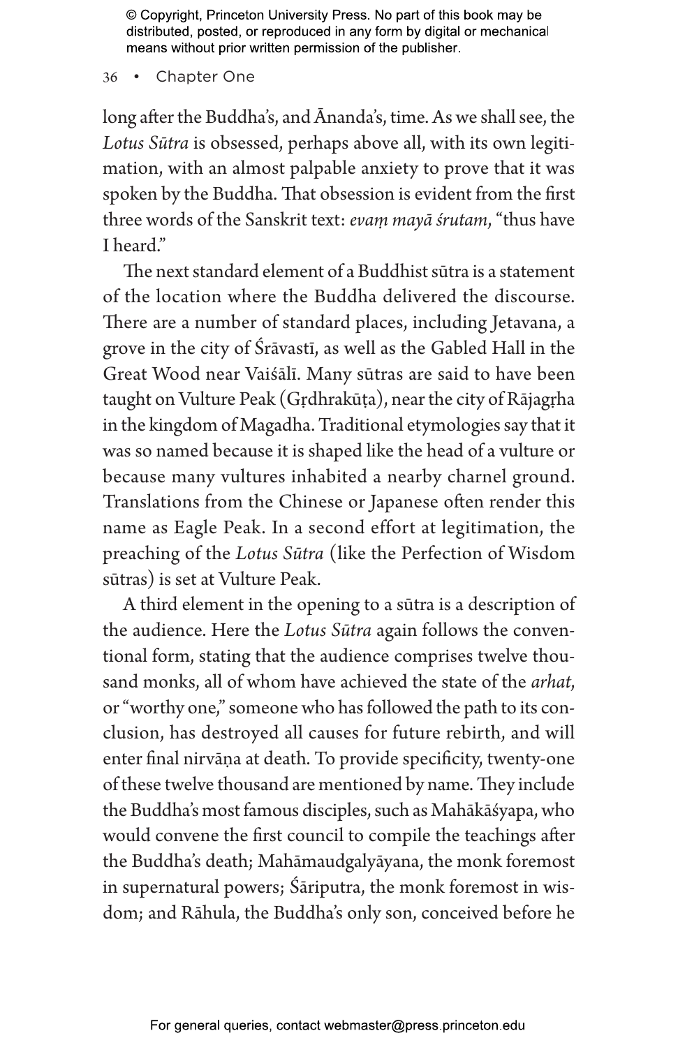long after the Buddha's, and Ānanda's, time. As we shall see, the *Lotus Sūtra* is obsessed, perhaps above all, with its own legitimation, with an almost palpable anxiety to prove that it was spoken by the Buddha. That obsession is evident from the first three words of the Sanskrit text: *evaṃ mayā śrutam*, "thus have I heard."

The next standard element of a Buddhist sūtra is a statement of the location where the Buddha delivered the discourse. There are a number of standard places, including Jetavana, a grove in the city of Śrāvastī, as well as the Gabled Hall in the Great Wood near Vaiśālī. Many sūtras are said to have been taught on Vulture Peak (Gṛdhrakūṭa), near the city of Rājagṛha in the kingdom of Magadha. Traditional etymologies say that it was so named because it is shaped like the head of a vulture or because many vultures inhabited a nearby charnel ground. Translations from the Chinese or Japanese often render this name as Eagle Peak. In a second effort at legitimation, the preaching of the *Lotus Sūtra* (like the Perfection of Wisdom sūtras) is set at Vulture Peak.

A third element in the opening to a sūtra is a description of the audience. Here the *Lotus Sūtra* again follows the conventional form, stating that the audience comprises twelve thousand monks, all of whom have achieved the state of the *arhat*, or "worthy one," someone who has followed the path to its conclusion, has destroyed all causes for future rebirth, and will enter final nirvāṇa at death. To provide specificity, twenty-one of these twelve thousand are mentioned by name. They include the Buddha's most famous disciples, such as Mahākāśyapa, who would convene the first council to compile the teachings after the Buddha's death; Mahāmaudgalyāyana, the monk foremost in supernatural powers; Śāriputra, the monk foremost in wisdom; and Rāhula, the Buddha's only son, conceived before he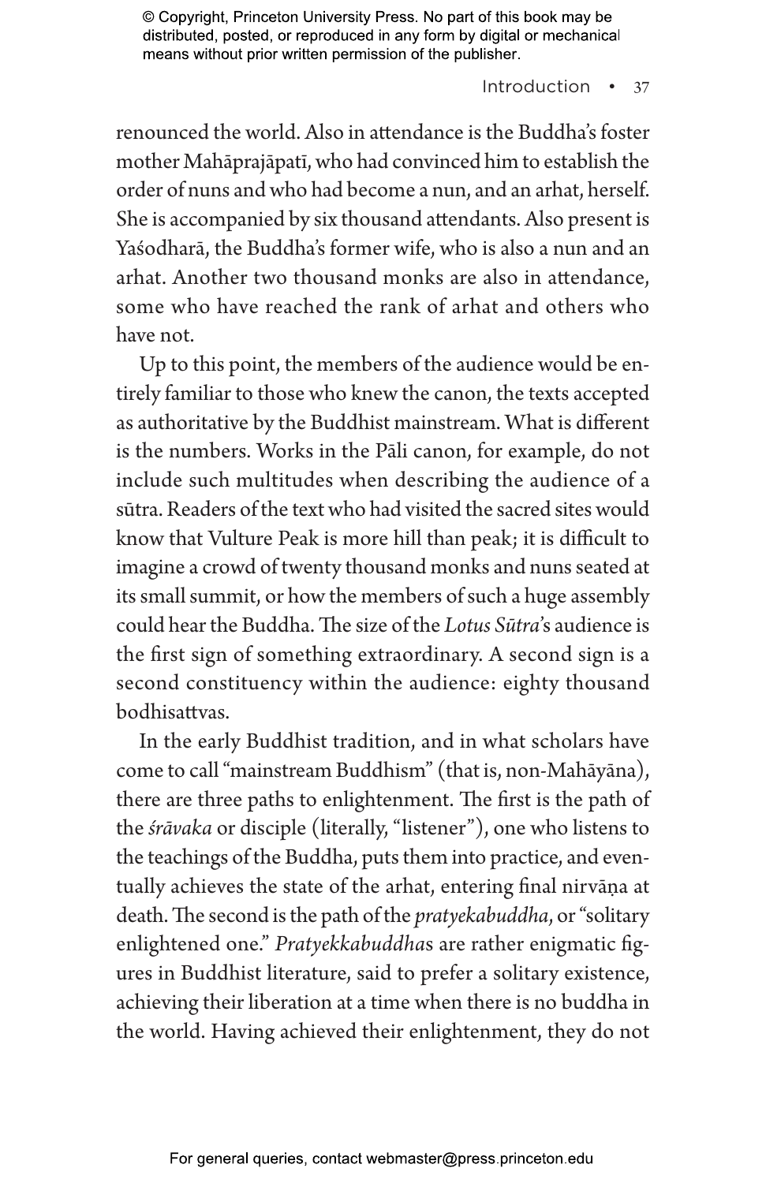renounced the world. Also in attendance is the Buddha's foster mother Mahāprajāpatī, who had convinced him to establish the order of nuns and who had become a nun, and an arhat, herself. She is accompanied by six thousand attendants. Also present is Yaśodharā, the Buddha's former wife, who is also a nun and an arhat. Another two thousand monks are also in attendance, some who have reached the rank of arhat and others who have not.

Up to this point, the members of the audience would be entirely familiar to those who knew the canon, the texts accepted as authoritative by the Buddhist mainstream. What is different is the numbers. Works in the Pāli canon, for example, do not include such multitudes when describing the audience of a sūtra. Readers of the text who had visited the sacred sites would know that Vulture Peak is more hill than peak; it is difficult to imagine a crowd of twenty thousand monks and nuns seated at its small summit, or how the members of such a huge assembly could hear the Buddha. The size of the *Lotus Sūtra*'s audience is the first sign of something extraordinary. A second sign is a second constituency within the audience: eighty thousand bodhisattvas.

In the early Buddhist tradition, and in what scholars have come to call "mainstream Buddhism" (that is, non-Mahāyāna), there are three paths to enlightenment. The first is the path of the *śrāvaka* or disciple (literally, "listener"), one who listens to the teachings of the Buddha, puts them into practice, and eventually achieves the state of the arhat, entering final nirvāṇa at death. The second is the path of the *pratyekabuddha*, or "solitary enlightened one." *Pratyekkabuddha*s are rather enigmatic figures in Buddhist literature, said to prefer a solitary existence, achieving their liberation at a time when there is no buddha in the world. Having achieved their enlightenment, they do not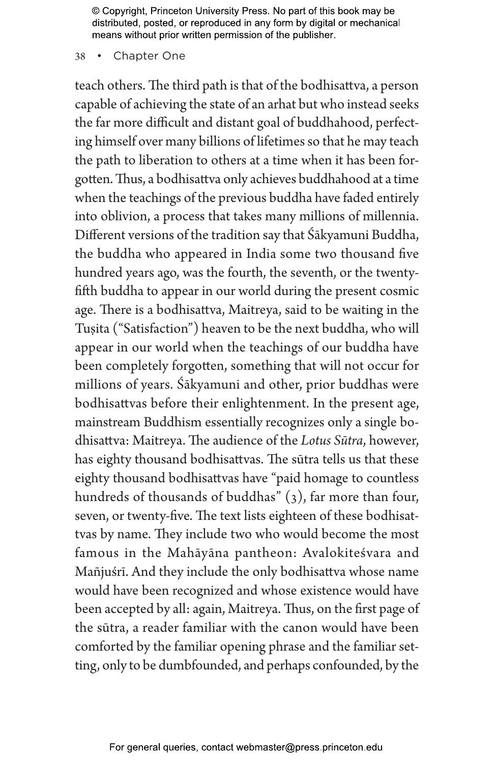teach others. The third path is that of the bodhisattva, a person capable of achieving the state of an arhat but who instead seeks the far more difficult and distant goal of buddhahood, perfecting himself over many billions of lifetimes so that he may teach the path to liberation to others at a time when it has been forgotten. Thus, a bodhisattva only achieves buddhahood at a time when the teachings of the previous buddha have faded entirely into oblivion, a process that takes many millions of millennia. Different versions of the tradition say that Śākyamuni Buddha, the buddha who appeared in India some two thousand five hundred years ago, was the fourth, the seventh, or the twenty-fifth buddha to appear in our world during the present cosmic age. There is a bodhisattva, Maitreya, said to be waiting in the Tuṣita ("Satisfaction") heaven to be the next buddha, who will appear in our world when the teachings of our buddha have been completely forgotten, something that will not occur for millions of years. Śākyamuni and other, prior buddhas were bodhisattvas before their enlightenment. In the present age, mainstream Buddhism essentially recognizes only a single bodhisattva: Maitreya. The audience of the *Lotus Sūtra*, however, has eighty thousand bodhisattvas. The sūtra tells us that these eighty thousand bodhisattvas have "paid homage to countless hundreds of thousands of buddhas" (3), far more than four, seven, or twenty-five. The text lists eighteen of these bodhisattvas by name. They include two who would become the most famous in the Mahāyāna pantheon: Avalokiteśvara and Mañjuśrī. And they include the only bodhisattva whose name would have been recognized and whose existence would have been accepted by all: again, Maitreya. Thus, on the first page of the sūtra, a reader familiar with the canon would have been comforted by the familiar opening phrase and the familiar setting, only to be dumbfounded, and perhaps confounded, by the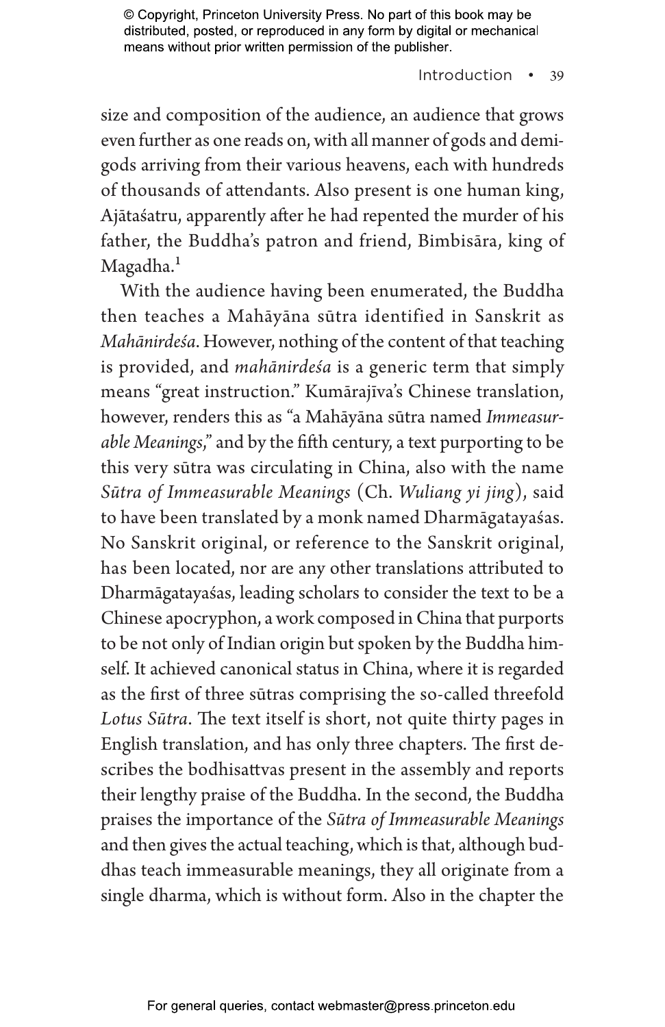size and composition of the audience, an audience that grows even further as one reads on, with all manner of gods and demigods arriving from their various heavens, each with hundreds of thousands of attendants. Also present is one human king, Ajātaśatru, apparently after he had repented the murder of his father, the Buddha's patron and friend, Bimbisāra, king of Magadha.[1]

With the audience having been enumerated, the Buddha then teaches a Mahāyāna sūtra identified in Sanskrit as *Mahānirdeśa*. However, nothing of the content of that teaching is provided, and *mahānirdeśa* is a generic term that simply means "great instruction." Kumārajīva's Chinese translation, however, renders this as "a Mahāyāna sūtra named *Immeasurable Meanings*," and by the fifth century, a text purporting to be this very sūtra was circulating in China, also with the name *Sūtra of Immeasurable Meanings* (Ch. *Wuliang yi jing*), said to have been translated by a monk named Dharmāgatayaśas. No Sanskrit original, or reference to the Sanskrit original, has been located, nor are any other translations attributed to Dharmāgatayaśas, leading scholars to consider the text to be a Chinese apocryphon, a work composed in China that purports to be not only of Indian origin but spoken by the Buddha himself. It achieved canonical status in China, where it is regarded as the first of three sūtras comprising the so-called threefold *Lotus Sūtra*. The text itself is short, not quite thirty pages in English translation, and has only three chapters. The first describes the bodhisattvas present in the assembly and reports their lengthy praise of the Buddha. In the second, the Buddha praises the importance of the *Sūtra of Immeasurable Meanings* and then gives the actual teaching, which is that, although buddhas teach immeasurable meanings, they all originate from a single dharma, which is without form. Also in the chapter the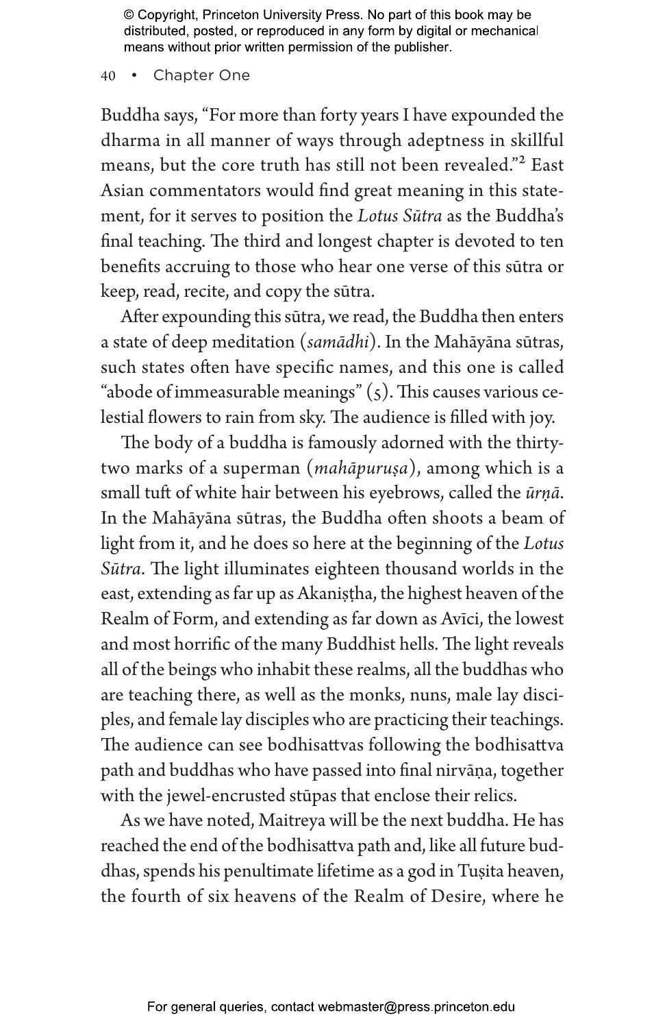Buddha says, "For more than forty years I have expounded the dharma in all manner of ways through adeptness in skillful means, but the core truth has still not been revealed."[2] East Asian commentators would find great meaning in this statement, for it serves to position the *Lotus Sūtra* as the Buddha's final teaching. The third and longest chapter is devoted to ten benefits accruing to those who hear one verse of this sūtra or keep, read, recite, and copy the sūtra.

After expounding this sūtra, we read, the Buddha then enters a state of deep meditation (*samādhi*). In the Mahāyāna sūtras, such states often have specific names, and this one is called "abode of immeasurable meanings" (5). This causes various celestial flowers to rain from sky. The audience is filled with joy.

The body of a buddha is famously adorned with the thirty-two marks of a superman (*mahāpuruṣa*), among which is a small tuft of white hair between his eyebrows, called the *ūrṇā*. In the Mahāyāna sūtras, the Buddha often shoots a beam of light from it, and he does so here at the beginning of the *Lotus Sūtra*. The light illuminates eighteen thousand worlds in the east, extending as far up as Akaniṣṭha, the highest heaven of the Realm of Form, and extending as far down as Avīci, the lowest and most horrific of the many Buddhist hells. The light reveals all of the beings who inhabit these realms, all the buddhas who are teaching there, as well as the monks, nuns, male lay disciples, and female lay disciples who are practicing their teachings. The audience can see bodhisattvas following the bodhisattva path and buddhas who have passed into final nirvāṇa, together with the jewel-encrusted stūpas that enclose their relics.

As we have noted, Maitreya will be the next buddha. He has reached the end of the bodhisattva path and, like all future buddhas, spends his penultimate lifetime as a god in Tuṣita heaven, the fourth of six heavens of the Realm of Desire, where he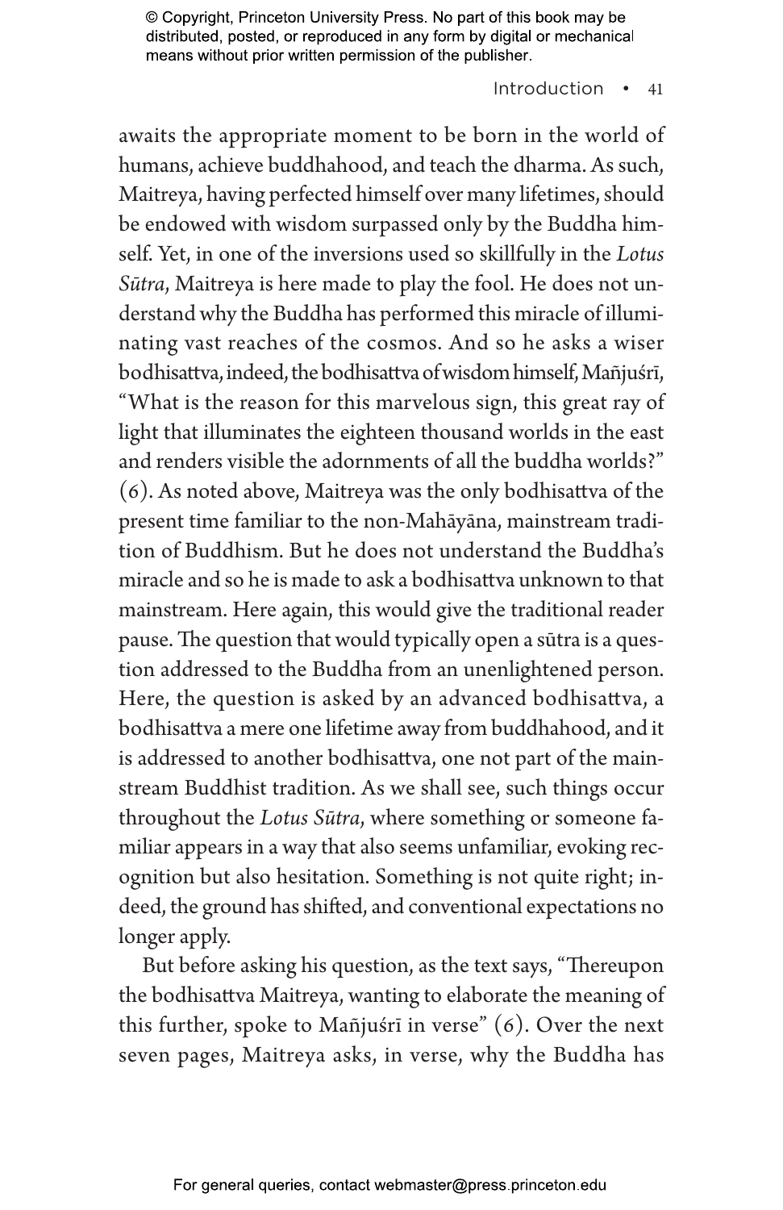awaits the appropriate moment to be born in the world of humans, achieve buddhahood, and teach the dharma. As such, Maitreya, having perfected himself over many lifetimes, should be endowed with wisdom surpassed only by the Buddha himself. Yet, in one of the inversions used so skillfully in the *Lotus Sūtra*, Maitreya is here made to play the fool. He does not understand why the Buddha has performed this miracle of illuminating vast reaches of the cosmos. And so he asks a wiser bodhisattva, indeed, the bodhisattva of wisdom himself, Mañjuśrī, "What is the reason for this marvelous sign, this great ray of light that illuminates the eighteen thousand worlds in the east and renders visible the adornments of all the buddha worlds?" (6). As noted above, Maitreya was the only bodhisattva of the present time familiar to the non-Mahāyāna, mainstream tradition of Buddhism. But he does not understand the Buddha's miracle and so he is made to ask a bodhisattva unknown to that mainstream. Here again, this would give the traditional reader pause. The question that would typically open a sūtra is a question addressed to the Buddha from an unenlightened person. Here, the question is asked by an advanced bodhisattva, a bodhisattva a mere one lifetime away from buddhahood, and it is addressed to another bodhisattva, one not part of the mainstream Buddhist tradition. As we shall see, such things occur throughout the *Lotus Sūtra*, where something or someone familiar appears in a way that also seems unfamiliar, evoking recognition but also hesitation. Something is not quite right; indeed, the ground has shifted, and conventional expectations no longer apply.

But before asking his question, as the text says, "Thereupon the bodhisattva Maitreya, wanting to elaborate the meaning of this further, spoke to Mañjuśrī in verse" (6). Over the next seven pages, Maitreya asks, in verse, why the Buddha has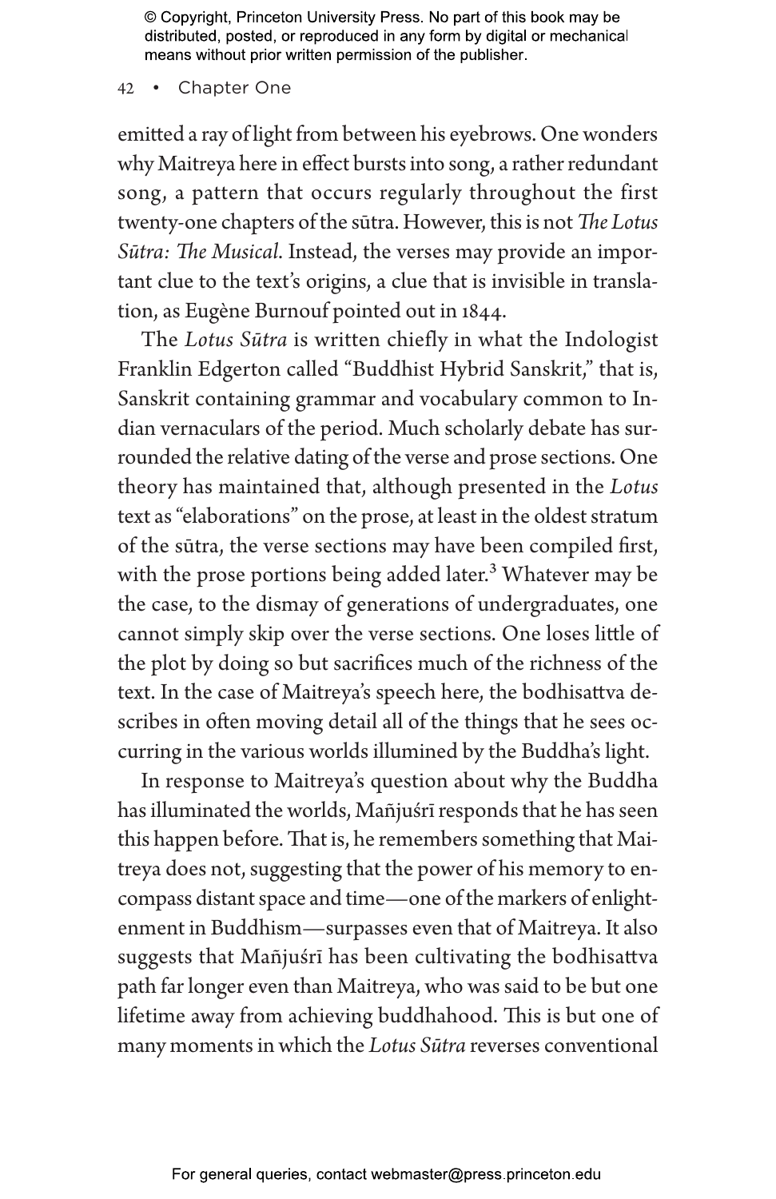emitted a ray of light from between his eyebrows. One wonders why Maitreya here in effect bursts into song, a rather redundant song, a pattern that occurs regularly throughout the first twenty-one chapters of the sūtra. However, this is not *The Lotus Sūtra: The Musical*. Instead, the verses may provide an important clue to the text's origins, a clue that is invisible in translation, as Eugène Burnouf pointed out in 1844.

The *Lotus Sūtra* is written chiefly in what the Indologist Franklin Edgerton called "Buddhist Hybrid Sanskrit," that is, Sanskrit containing grammar and vocabulary common to Indian vernaculars of the period. Much scholarly debate has surrounded the relative dating of the verse and prose sections. One theory has maintained that, although presented in the *Lotus* text as "elaborations" on the prose, at least in the oldest stratum of the sūtra, the verse sections may have been compiled first, with the prose portions being added later.[3] Whatever may be the case, to the dismay of generations of undergraduates, one cannot simply skip over the verse sections. One loses little of the plot by doing so but sacrifices much of the richness of the text. In the case of Maitreya's speech here, the bodhisattva describes in often moving detail all of the things that he sees occurring in the various worlds illumined by the Buddha's light.

In response to Maitreya's question about why the Buddha has illuminated the worlds, Mañjuśrī responds that he has seen this happen before. That is, he remembers something that Maitreya does not, suggesting that the power of his memory to encompass distant space and time—one of the markers of enlightenment in Buddhism—surpasses even that of Maitreya. It also suggests that Mañjuśrī has been cultivating the bodhisattva path far longer even than Maitreya, who was said to be but one lifetime away from achieving buddhahood. This is but one of many moments in which the *Lotus Sūtra* reverses conventional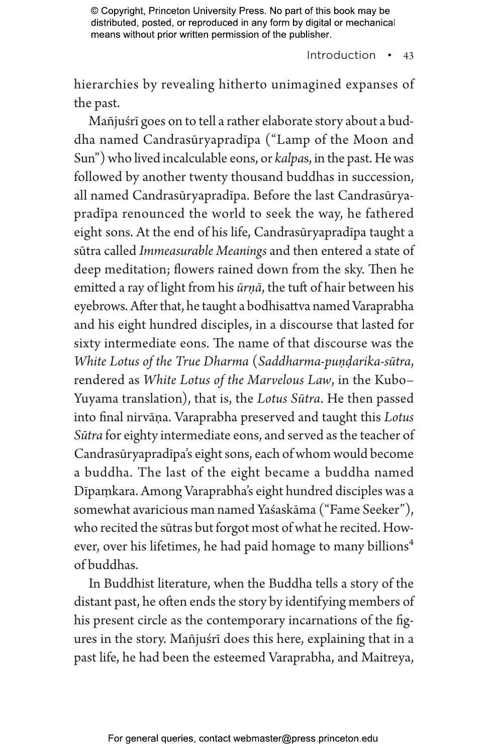hierarchies by revealing hitherto unimagined expanses of the past.

Mañjuśrī goes on to tell a rather elaborate story about a buddha named Candrasūryapradīpa ("Lamp of the Moon and Sun") who lived incalculable eons, or *kalpa*s, in the past. He was followed by another twenty thousand buddhas in succession, all named Candrasūryapradīpa. Before the last Candrasūryapradīpa renounced the world to seek the way, he fathered eight sons. At the end of his life, Candrasūryapradīpa taught a sūtra called *Immeasurable Meanings* and then entered a state of deep meditation; flowers rained down from the sky. Then he emitted a ray of light from his *ūrṇā*, the tuft of hair between his eyebrows. After that, he taught a bodhisattva named Varaprabha and his eight hundred disciples, in a discourse that lasted for sixty intermediate eons. The name of that discourse was the *White Lotus of the True Dharma* (*Saddharma-puṇḍarika-sūtra*, rendered as *White Lotus of the Marvelous Law*, in the Kubo–Yuyama translation), that is, the *Lotus Sūtra*. He then passed into final nirvāṇa. Varaprabha preserved and taught this *Lotus Sūtra* for eighty intermediate eons, and served as the teacher of Candrasūryapradīpa's eight sons, each of whom would become a buddha. The last of the eight became a buddha named Dīpaṃkara. Among Varaprabha's eight hundred disciples was a somewhat avaricious man named Yaśaskāma ("Fame Seeker"), who recited the sūtras but forgot most of what he recited. However, over his lifetimes, he had paid homage to many billions[4] of buddhas.

In Buddhist literature, when the Buddha tells a story of the distant past, he often ends the story by identifying members of his present circle as the contemporary incarnations of the figures in the story. Mañjuśrī does this here, explaining that in a past life, he had been the esteemed Varaprabha, and Maitreya,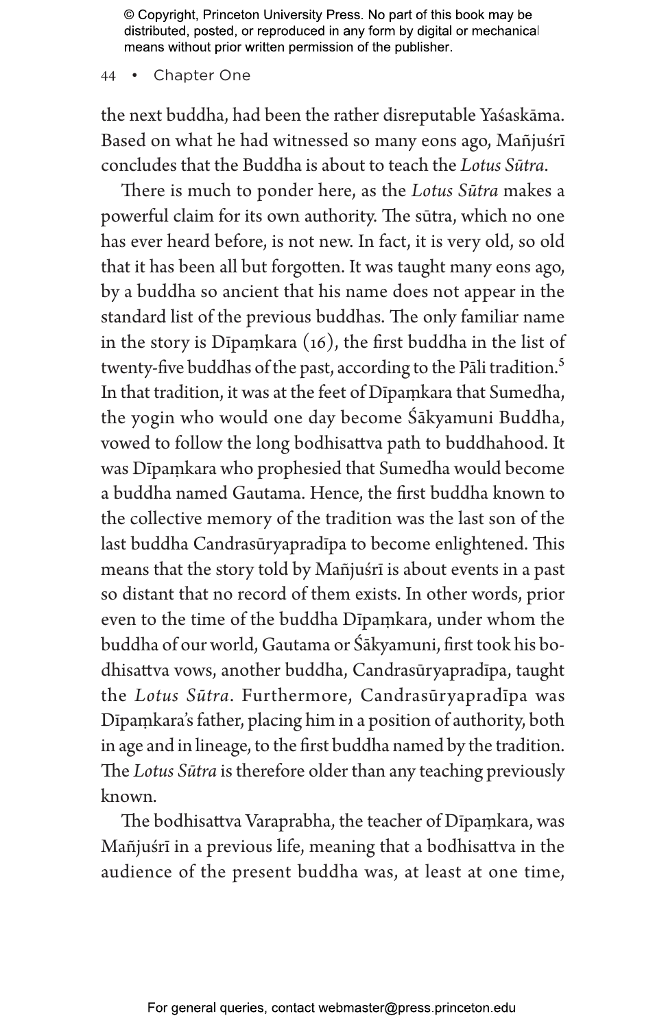the next buddha, had been the rather disreputable Yaśaskāma. Based on what he had witnessed so many eons ago, Mañjuśrī concludes that the Buddha is about to teach the *Lotus Sūtra*.

There is much to ponder here, as the *Lotus Sūtra* makes a powerful claim for its own authority. The sūtra, which no one has ever heard before, is not new. In fact, it is very old, so old that it has been all but forgotten. It was taught many eons ago, by a buddha so ancient that his name does not appear in the standard list of the previous buddhas. The only familiar name in the story is Dīpaṃkara (16), the first buddha in the list of twenty-five buddhas of the past, according to the Pāli tradition.[5] In that tradition, it was at the feet of Dīpaṃkara that Sumedha, the yogin who would one day become Śākyamuni Buddha, vowed to follow the long bodhisattva path to buddhahood. It was Dīpaṃkara who prophesied that Sumedha would become a buddha named Gautama. Hence, the first buddha known to the collective memory of the tradition was the last son of the last buddha Candrasūryapradīpa to become enlightened. This means that the story told by Mañjuśrī is about events in a past so distant that no record of them exists. In other words, prior even to the time of the buddha Dīpaṃkara, under whom the buddha of our world, Gautama or Śākyamuni, first took his bodhisattva vows, another buddha, Candrasūryapradīpa, taught the *Lotus Sūtra*. Furthermore, Candrasūryapradīpa was Dīpaṃkara's father, placing him in a position of authority, both in age and in lineage, to the first buddha named by the tradition. The *Lotus Sūtra* is therefore older than any teaching previously known.

The bodhisattva Varaprabha, the teacher of Dīpaṃkara, was Mañjuśrī in a previous life, meaning that a bodhisattva in the audience of the present buddha was, at least at one time,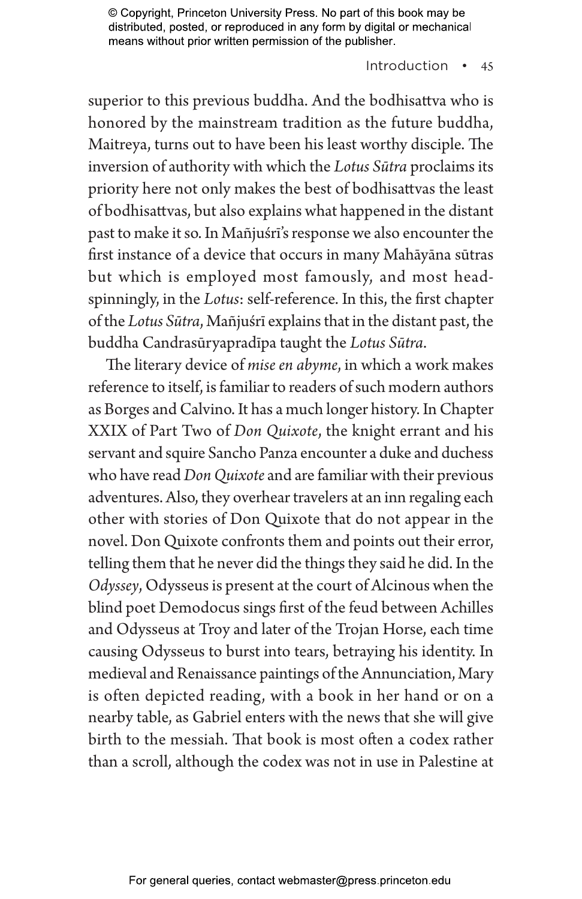superior to this previous buddha. And the bodhisattva who is honored by the mainstream tradition as the future buddha, Maitreya, turns out to have been his least worthy disciple. The inversion of authority with which the *Lotus Sūtra* proclaims its priority here not only makes the best of bodhisattvas the least of bodhisattvas, but also explains what happened in the distant past to make it so. In Mañjuśrī's response we also encounter the first instance of a device that occurs in many Mahāyāna sūtras but which is employed most famously, and most head-spinningly, in the *Lotus*: self-reference. In this, the first chapter of the *Lotus Sūtra*, Mañjuśrī explains that in the distant past, the buddha Candrasūryapradīpa taught the *Lotus Sūtra*.

The literary device of *mise en abyme*, in which a work makes reference to itself, is familiar to readers of such modern authors as Borges and Calvino. It has a much longer history. In Chapter XXIX of Part Two of *Don Quixote*, the knight errant and his servant and squire Sancho Panza encounter a duke and duchess who have read *Don Quixote* and are familiar with their previous adventures. Also, they overhear travelers at an inn regaling each other with stories of Don Quixote that do not appear in the novel. Don Quixote confronts them and points out their error, telling them that he never did the things they said he did. In the *Odyssey*, Odysseus is present at the court of Alcinous when the blind poet Demodocus sings first of the feud between Achilles and Odysseus at Troy and later of the Trojan Horse, each time causing Odysseus to burst into tears, betraying his identity. In medieval and Renaissance paintings of the Annunciation, Mary is often depicted reading, with a book in her hand or on a nearby table, as Gabriel enters with the news that she will give birth to the messiah. That book is most often a codex rather than a scroll, although the codex was not in use in Palestine at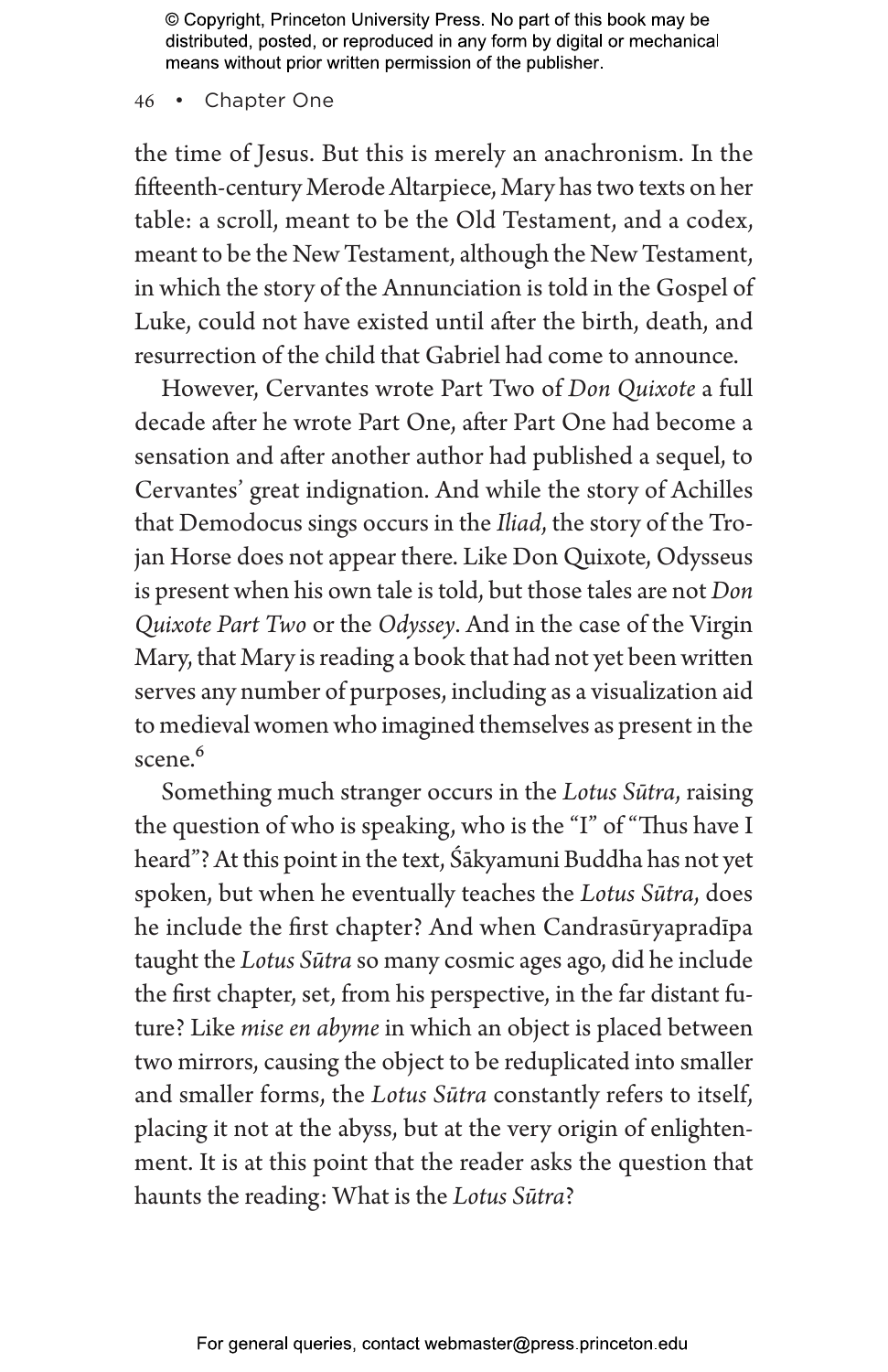the time of Jesus. But this is merely an anachronism. In the fifteenth-century Merode Altarpiece, Mary has two texts on her table: a scroll, meant to be the Old Testament, and a codex, meant to be the New Testament, although the New Testament, in which the story of the Annunciation is told in the Gospel of Luke, could not have existed until after the birth, death, and resurrection of the child that Gabriel had come to announce.

However, Cervantes wrote Part Two of *Don Quixote* a full decade after he wrote Part One, after Part One had become a sensation and after another author had published a sequel, to Cervantes' great indignation. And while the story of Achilles that Demodocus sings occurs in the *Iliad*, the story of the Trojan Horse does not appear there. Like Don Quixote, Odysseus is present when his own tale is told, but those tales are not *Don Quixote Part Two* or the *Odyssey*. And in the case of the Virgin Mary, that Mary is reading a book that had not yet been written serves any number of purposes, including as a visualization aid to medieval women who imagined themselves as present in the scene.[6]

Something much stranger occurs in the *Lotus Sūtra*, raising the question of who is speaking, who is the "I" of "Thus have I heard"? At this point in the text, Śākyamuni Buddha has not yet spoken, but when he eventually teaches the *Lotus Sūtra*, does he include the first chapter? And when Candrasūryapradīpa taught the *Lotus Sūtra* so many cosmic ages ago, did he include the first chapter, set, from his perspective, in the far distant future? Like *mise en abyme* in which an object is placed between two mirrors, causing the object to be reduplicated into smaller and smaller forms, the *Lotus Sūtra* constantly refers to itself, placing it not at the abyss, but at the very origin of enlightenment. It is at this point that the reader asks the question that haunts the reading: What is the *Lotus Sūtra*?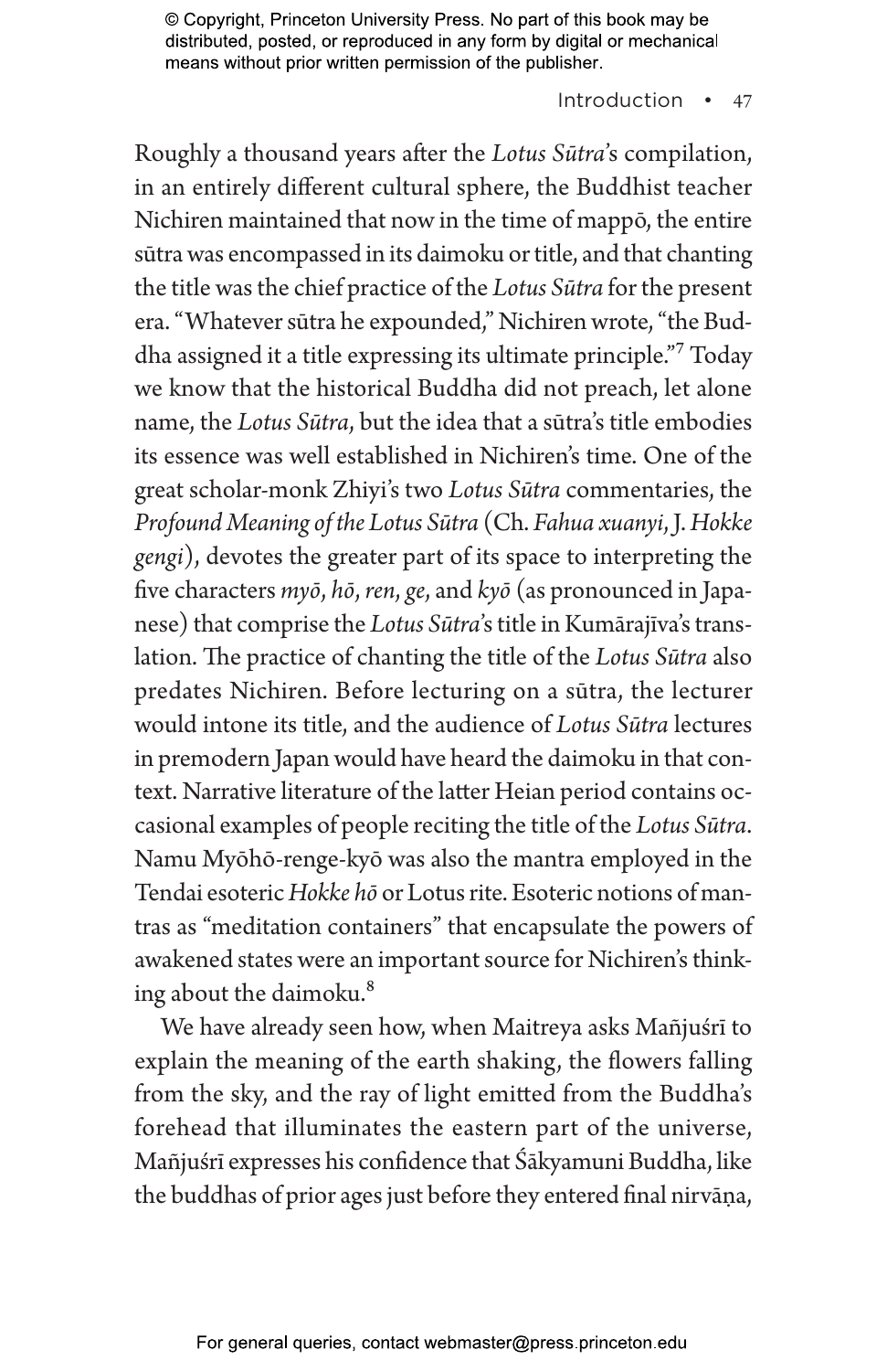Roughly a thousand years after the *Lotus Sūtra*'s compilation, in an entirely different cultural sphere, the Buddhist teacher Nichiren maintained that now in the time of mappō, the entire sūtra was encompassed in its daimoku or title, and that chanting the title was the chief practice of the *Lotus Sūtra* for the present era. "Whatever sūtra he expounded," Nichiren wrote, "the Buddha assigned it a title expressing its ultimate principle."[7] Today we know that the historical Buddha did not preach, let alone name, the *Lotus Sūtra*, but the idea that a sūtra's title embodies its essence was well established in Nichiren's time. One of the great scholar-monk Zhiyi's two *Lotus Sūtra* commentaries, the *Profound Meaning of the Lotus Sūtra* (Ch. *Fahua xuanyi*, J. *Hokke gengi*), devotes the greater part of its space to interpreting the five characters *myō*, *hō*, *ren*, *ge*, and *kyō* (as pronounced in Japanese) that comprise the *Lotus Sūtra*'s title in Kumārajīva's translation. The practice of chanting the title of the *Lotus Sūtra* also predates Nichiren. Before lecturing on a sūtra, the lecturer would intone its title, and the audience of *Lotus Sūtra* lectures in premodern Japan would have heard the daimoku in that context. Narrative literature of the latter Heian period contains occasional examples of people reciting the title of the *Lotus Sūtra*. Namu Myōhō-renge-kyō was also the mantra employed in the Tendai esoteric *Hokke hō* or Lotus rite. Esoteric notions of mantras as "meditation containers" that encapsulate the powers of awakened states were an important source for Nichiren's thinking about the daimoku.[8]

We have already seen how, when Maitreya asks Mañjuśrī to explain the meaning of the earth shaking, the flowers falling from the sky, and the ray of light emitted from the Buddha's forehead that illuminates the eastern part of the universe, Mañjuśrī expresses his confidence that Śākyamuni Buddha, like the buddhas of prior ages just before they entered final nirvāṇa,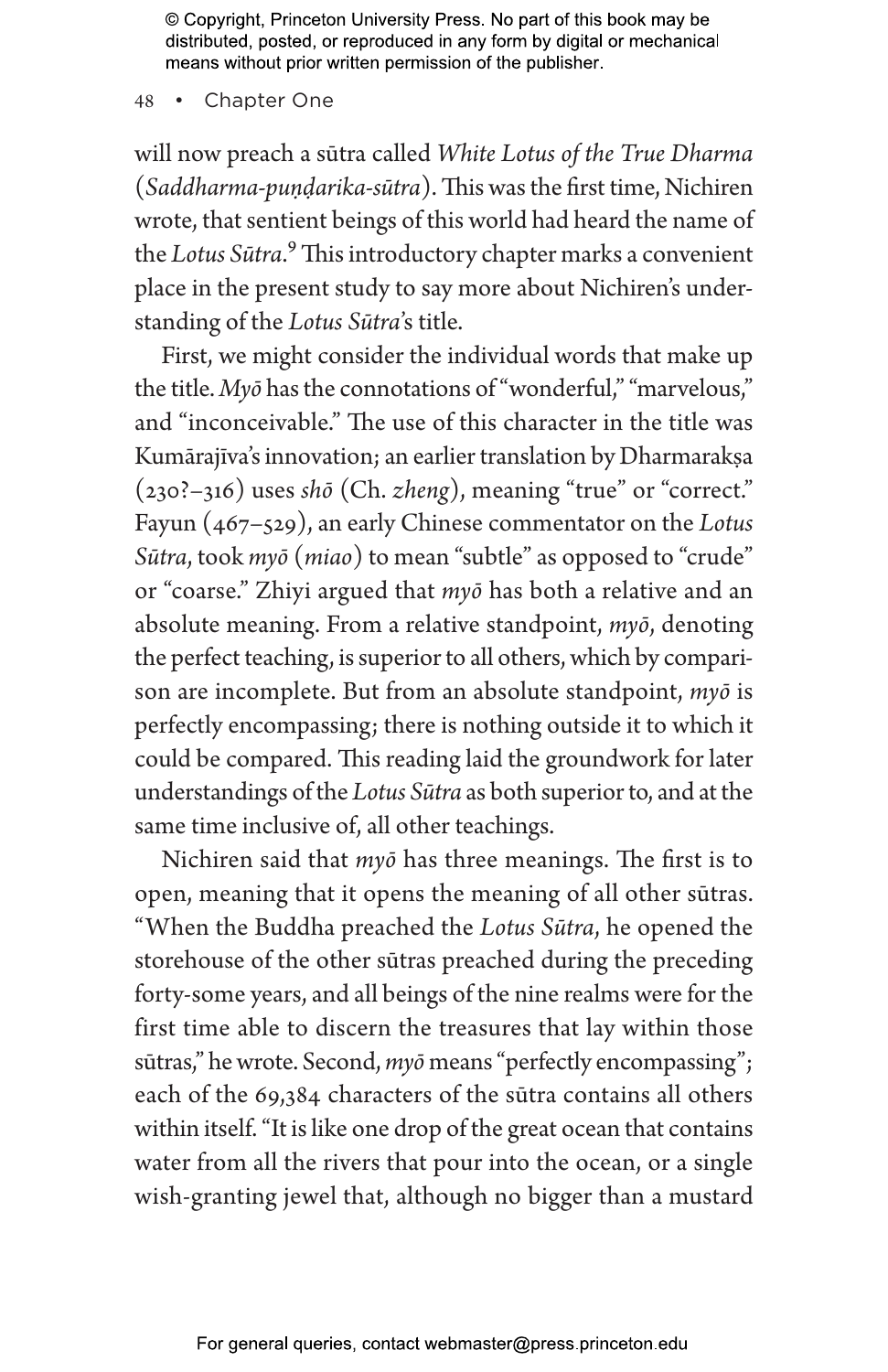will now preach a sūtra called *White Lotus of the True Dharma* (*Saddharma-puṇḍarika-sūtra*). This was the first time, Nichiren wrote, that sentient beings of this world had heard the name of the *Lotus Sūtra*.[9] This introductory chapter marks a convenient place in the present study to say more about Nichiren's understanding of the *Lotus Sūtra*'s title.

First, we might consider the individual words that make up the title. *Myō* has the connotations of "wonderful," "marvelous," and "inconceivable." The use of this character in the title was Kumārajīva's innovation; an earlier translation by Dharmarakṣa (230?–316) uses *shō* (Ch. *zheng*), meaning "true" or "correct." Fayun (467–529), an early Chinese commentator on the *Lotus Sūtra*, took *myō* (*miao*) to mean "subtle" as opposed to "crude" or "coarse." Zhiyi argued that *myō* has both a relative and an absolute meaning. From a relative standpoint, *myō*, denoting the perfect teaching, is superior to all others, which by comparison are incomplete. But from an absolute standpoint, *myō* is perfectly encompassing; there is nothing outside it to which it could be compared. This reading laid the groundwork for later understandings of the *Lotus Sūtra* as both superior to, and at the same time inclusive of, all other teachings.

Nichiren said that *myō* has three meanings. The first is to open, meaning that it opens the meaning of all other sūtras. "When the Buddha preached the *Lotus Sūtra*, he opened the storehouse of the other sūtras preached during the preceding forty-some years, and all beings of the nine realms were for the first time able to discern the treasures that lay within those sūtras," he wrote. Second, *myō* means "perfectly encompassing"; each of the 69,384 characters of the sūtra contains all others within itself. "It is like one drop of the great ocean that contains water from all the rivers that pour into the ocean, or a single wish-granting jewel that, although no bigger than a mustard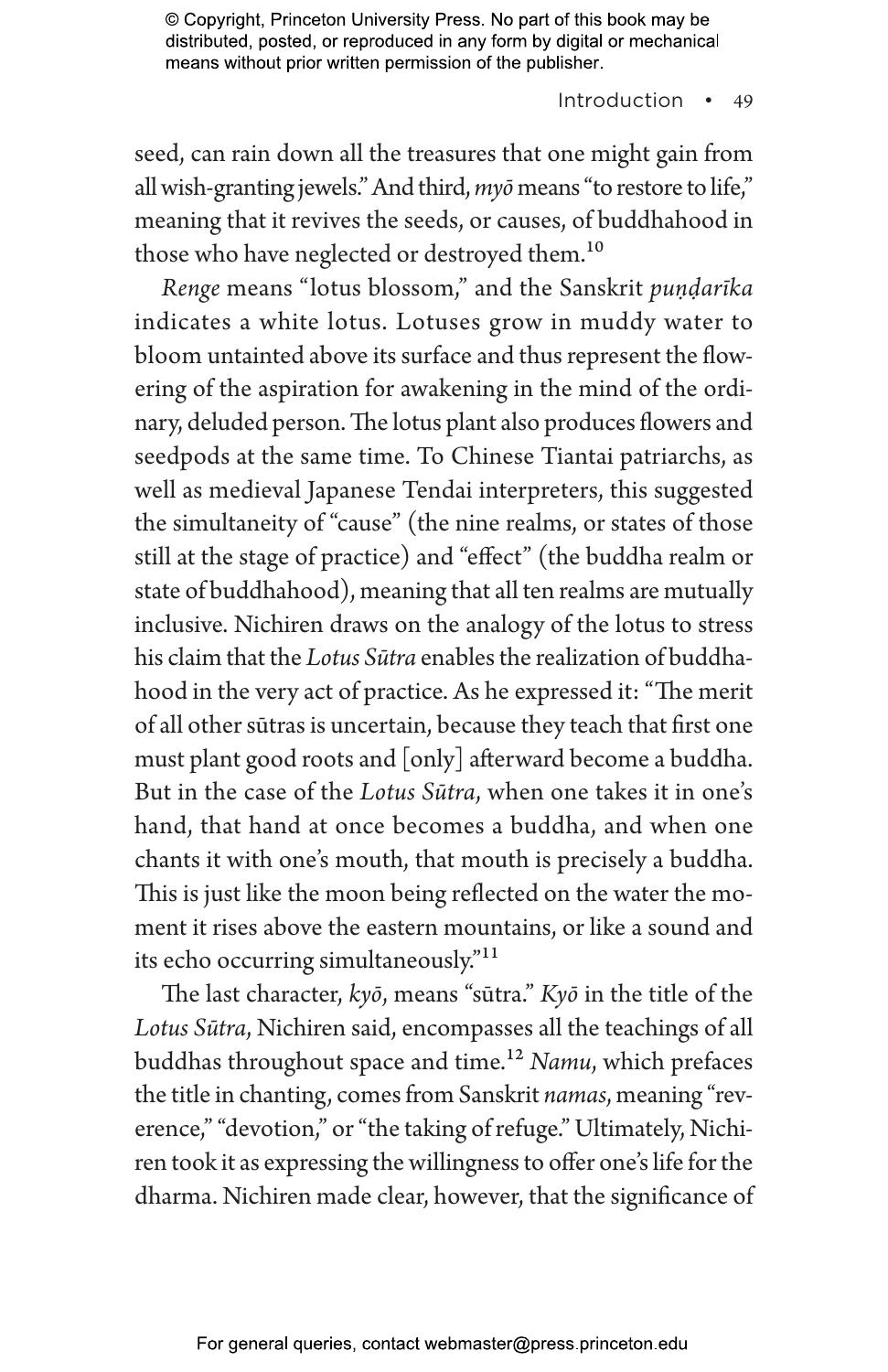seed, can rain down all the treasures that one might gain from all wish-granting jewels." And third, *myō* means "to restore to life," meaning that it revives the seeds, or causes, of buddhahood in those who have neglected or destroyed them.[10]

*Renge* means "lotus blossom," and the Sanskrit *puṇḍarīka* indicates a white lotus. Lotuses grow in muddy water to bloom untainted above its surface and thus represent the flowering of the aspiration for awakening in the mind of the ordinary, deluded person. The lotus plant also produces flowers and seedpods at the same time. To Chinese Tiantai patriarchs, as well as medieval Japanese Tendai interpreters, this suggested the simultaneity of "cause" (the nine realms, or states of those still at the stage of practice) and "effect" (the buddha realm or state of buddhahood), meaning that all ten realms are mutually inclusive. Nichiren draws on the analogy of the lotus to stress his claim that the *Lotus Sūtra* enables the realization of buddhahood in the very act of practice. As he expressed it: "The merit of all other sūtras is uncertain, because they teach that first one must plant good roots and [only] afterward become a buddha. But in the case of the *Lotus Sūtra*, when one takes it in one's hand, that hand at once becomes a buddha, and when one chants it with one's mouth, that mouth is precisely a buddha. This is just like the moon being reflected on the water the moment it rises above the eastern mountains, or like a sound and its echo occurring simultaneously."[11]

The last character, *kyō*, means "sūtra." *Kyō* in the title of the *Lotus Sūtra*, Nichiren said, encompasses all the teachings of all buddhas throughout space and time.[12] *Namu*, which prefaces the title in chanting, comes from Sanskrit *namas*, meaning "reverence," "devotion," or "the taking of refuge." Ultimately, Nichiren took it as expressing the willingness to offer one's life for the dharma. Nichiren made clear, however, that the significance of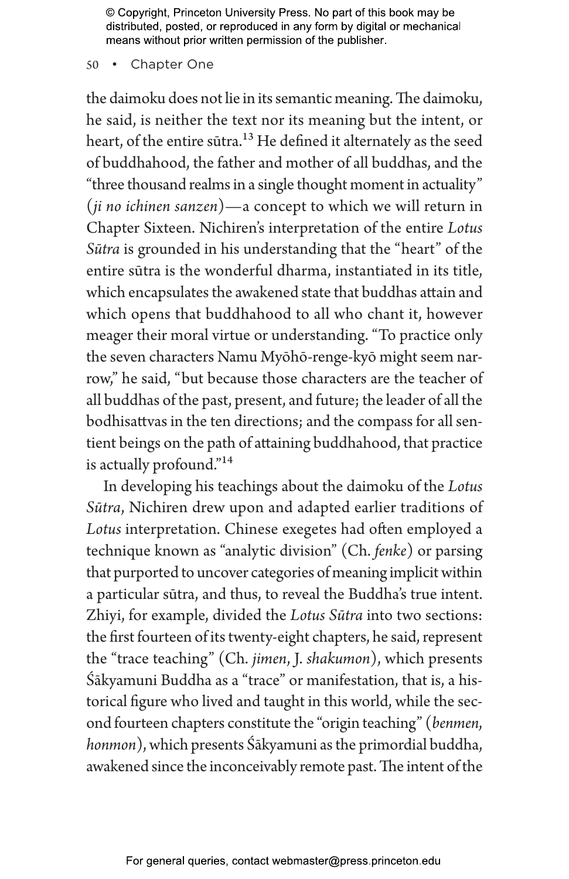the daimoku does not lie in its semantic meaning. The daimoku, he said, is neither the text nor its meaning but the intent, or heart, of the entire sūtra.[13] He defined it alternately as the seed of buddhahood, the father and mother of all buddhas, and the "three thousand realms in a single thought moment in actuality" (*ji no ichinen sanzen*)—a concept to which we will return in Chapter Sixteen. Nichiren's interpretation of the entire *Lotus Sūtra* is grounded in his understanding that the "heart" of the entire sūtra is the wonderful dharma, instantiated in its title, which encapsulates the awakened state that buddhas attain and which opens that buddhahood to all who chant it, however meager their moral virtue or understanding. "To practice only the seven characters Namu Myōhō-renge-kyō might seem narrow," he said, "but because those characters are the teacher of all buddhas of the past, present, and future; the leader of all the bodhisattvas in the ten directions; and the compass for all sentient beings on the path of attaining buddhahood, that practice is actually profound."[14]

In developing his teachings about the daimoku of the *Lotus Sūtra*, Nichiren drew upon and adapted earlier traditions of *Lotus* interpretation. Chinese exegetes had often employed a technique known as "analytic division" (Ch. *fenke*) or parsing that purported to uncover categories of meaning implicit within a particular sūtra, and thus, to reveal the Buddha's true intent. Zhiyi, for example, divided the *Lotus Sūtra* into two sections: the first fourteen of its twenty-eight chapters, he said, represent the "trace teaching" (Ch. *jimen*, J. *shakumon*), which presents Śākyamuni Buddha as a "trace" or manifestation, that is, a historical figure who lived and taught in this world, while the second fourteen chapters constitute the "origin teaching" (*benmen*, *honmon*), which presents Śākyamuni as the primordial buddha, awakened since the inconceivably remote past. The intent of the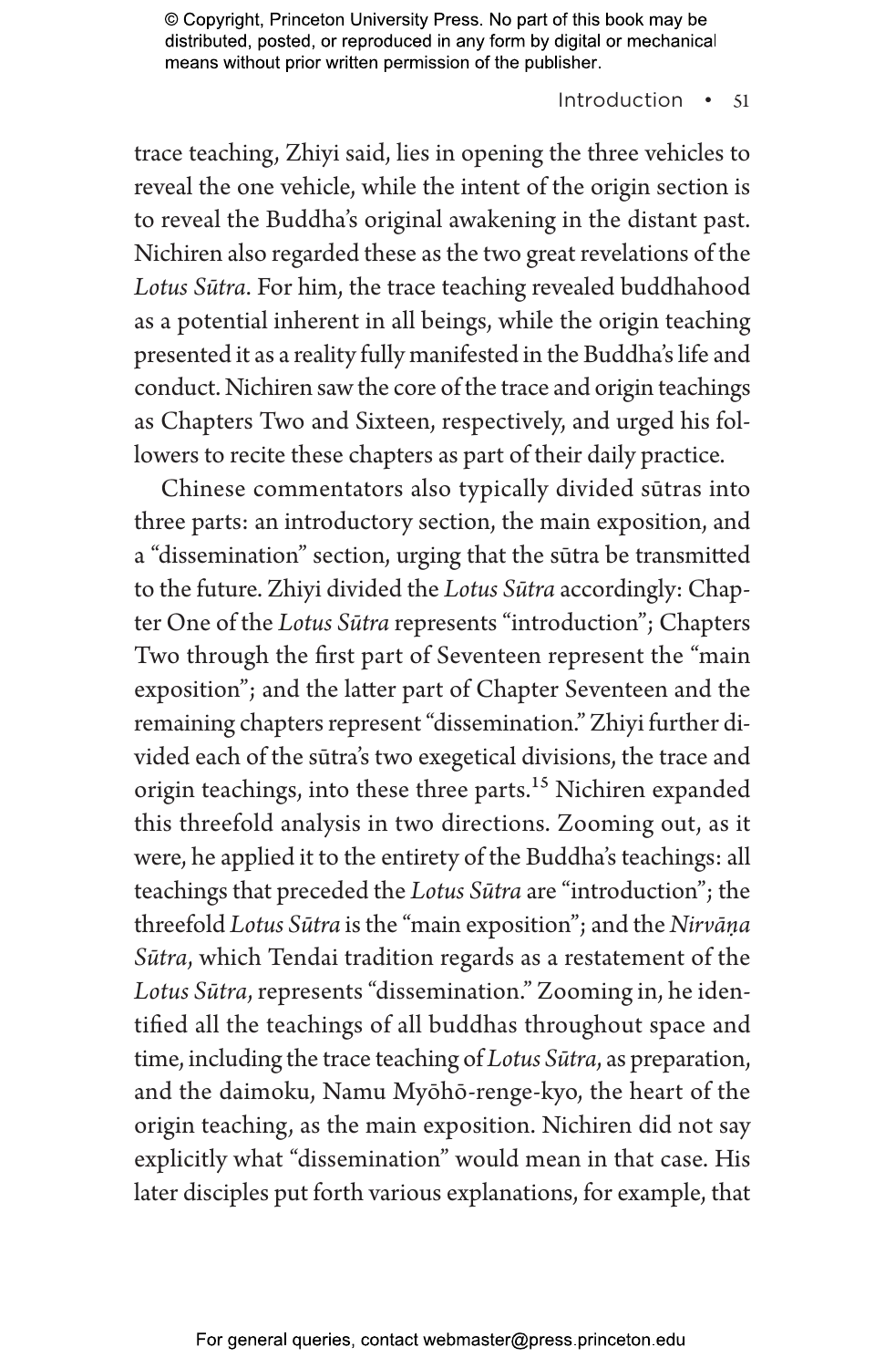trace teaching, Zhiyi said, lies in opening the three vehicles to reveal the one vehicle, while the intent of the origin section is to reveal the Buddha's original awakening in the distant past. Nichiren also regarded these as the two great revelations of the *Lotus Sūtra*. For him, the trace teaching revealed buddhahood as a potential inherent in all beings, while the origin teaching presented it as a reality fully manifested in the Buddha's life and conduct. Nichiren saw the core of the trace and origin teachings as Chapters Two and Sixteen, respectively, and urged his followers to recite these chapters as part of their daily practice.

Chinese commentators also typically divided sūtras into three parts: an introductory section, the main exposition, and a "dissemination" section, urging that the sūtra be transmitted to the future. Zhiyi divided the *Lotus Sūtra* accordingly: Chapter One of the *Lotus Sūtra* represents "introduction"; Chapters Two through the first part of Seventeen represent the "main exposition"; and the latter part of Chapter Seventeen and the remaining chapters represent "dissemination." Zhiyi further divided each of the sūtra's two exegetical divisions, the trace and origin teachings, into these three parts.[15] Nichiren expanded this threefold analysis in two directions. Zooming out, as it were, he applied it to the entirety of the Buddha's teachings: all teachings that preceded the *Lotus Sūtra* are "introduction"; the threefold *Lotus Sūtra* is the "main exposition"; and the *Nirvāṇa Sūtra*, which Tendai tradition regards as a restatement of the *Lotus Sūtra*, represents "dissemination." Zooming in, he identified all the teachings of all buddhas throughout space and time, including the trace teaching of *Lotus Sūtra*, as preparation, and the daimoku, Namu Myōhō-renge-kyo, the heart of the origin teaching, as the main exposition. Nichiren did not say explicitly what "dissemination" would mean in that case. His later disciples put forth various explanations, for example, that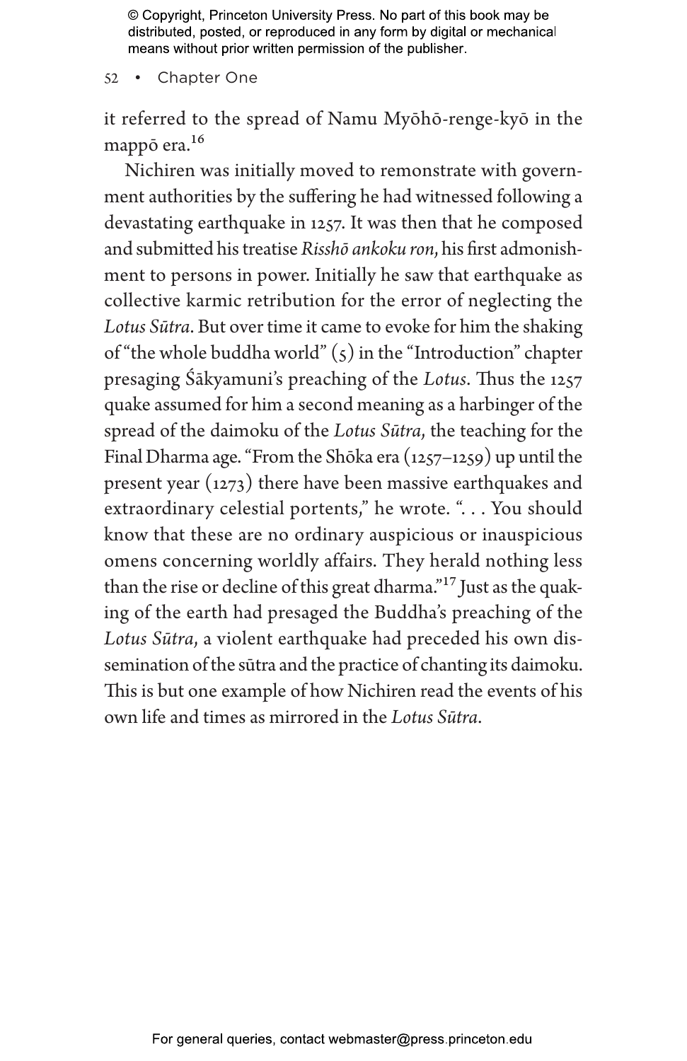it referred to the spread of Namu Myōhō-renge-kyō in the mappō era.[16]

Nichiren was initially moved to remonstrate with government authorities by the suffering he had witnessed following a devastating earthquake in 1257. It was then that he composed and submitted his treatise *Risshō ankoku ron,* his first admonishment to persons in power. Initially he saw that earthquake as collective karmic retribution for the error of neglecting the *Lotus Sūtra*. But over time it came to evoke for him the shaking of "the whole buddha world" (5) in the "Introduction" chapter presaging Śākyamuni's preaching of the *Lotus*. Thus the 1257 quake assumed for him a second meaning as a harbinger of the spread of the daimoku of the *Lotus Sūtra,* the teaching for the Final Dharma age. "From the Shōka era (1257–1259) up until the present year (1273) there have been massive earthquakes and extraordinary celestial portents," he wrote. ". . . You should know that these are no ordinary auspicious or inauspicious omens concerning worldly affairs. They herald nothing less than the rise or decline of this great dharma."[17] Just as the quaking of the earth had presaged the Buddha's preaching of the *Lotus Sūtra,* a violent earthquake had preceded his own dissemination of the sūtra and the practice of chanting its daimoku. This is but one example of how Nichiren read the events of his own life and times as mirrored in the *Lotus Sūtra*.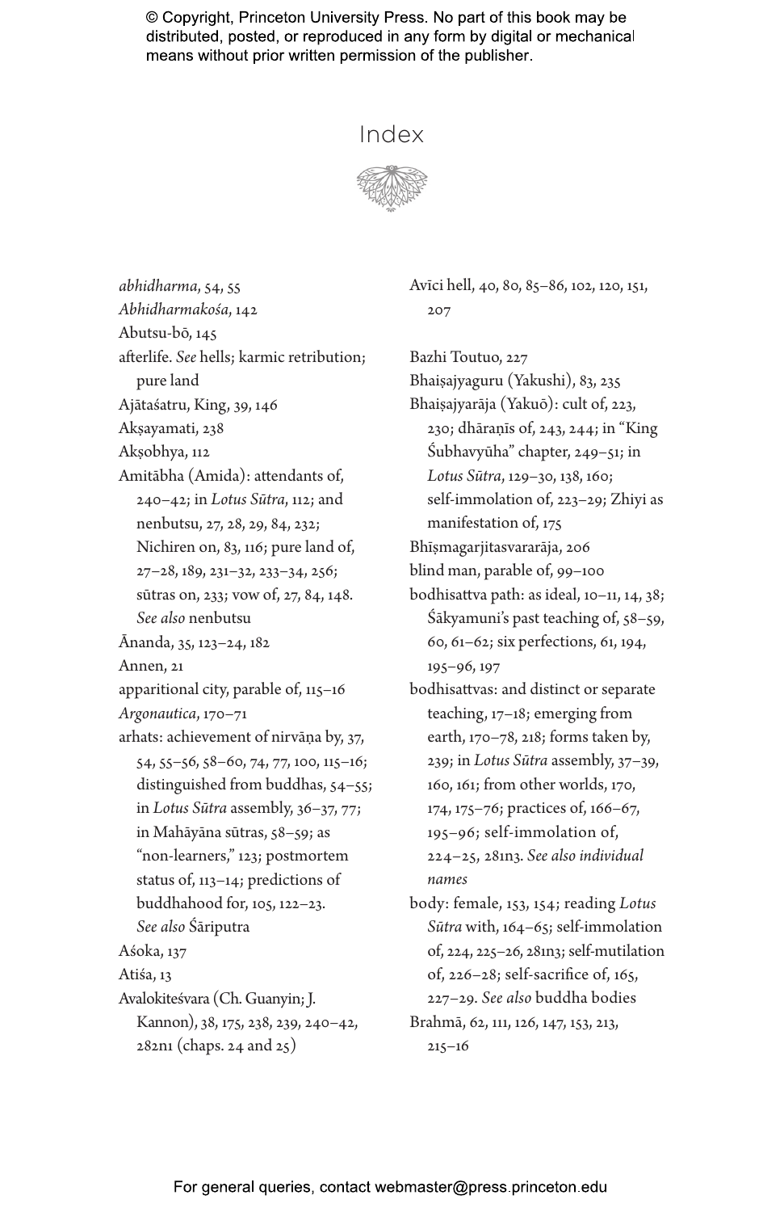# Index

*abhidharma*, 54, 55

*Abhidharmakośa*, 142

Abutsu-bō, 145

afterlife. *See* hells; karmic retribution; pure land

Ajātaśatru, King, 39, 146

Akṣayamati, 238

Akṣobhya, 112

Amitābha (Amida): attendants of, 240–42; in *Lotus Sūtra*, 112; and nenbutsu, 27, 28, 29, 84, 232; Nichiren on, 83, 116; pure land of, 27–28, 189, 231–32, 233–34, 256; sūtras on, 233; vow of, 27, 84, 148. *See also* nenbutsu

Ānanda, 35, 123–24, 182

Annen, 21

apparitional city, parable of, 115–16

*Argonautica*, 170–71

arhats: achievement of nirvāṇa by, 37, 54, 55–56, 58–60, 74, 77, 100, 115–16; distinguished from buddhas, 54–55; in *Lotus Sūtra* assembly, 36–37, 77; in Mahāyāna sūtras, 58–59; as "non-learners," 123; postmortem status of, 113–14; predictions of buddhahood for, 105, 122–23. *See also* Śāriputra

Aśoka, 137

Atiśa, 13

Avalokiteśvara (Ch. Guanyin; J. Kannon), 38, 175, 238, 239, 240–42, 282n1 (chaps. 24 and 25)

Avīci hell, 40, 80, 85–86, 102, 120, 151, 207

Bazhi Toutuo, 227

Bhaiṣajyaguru (Yakushi), 83, 235

Bhaiṣajyarāja (Yakuō): cult of, 223, 230; dhāraṇīs of, 243, 244; in "King Śubhavyūha" chapter, 249–51; in *Lotus Sūtra*, 129–30, 138, 160; self-immolation of, 223–29; Zhiyi as manifestation of, 175

Bhīṣmagarjitasvararāja, 206

blind man, parable of, 99–100

bodhisattva path: as ideal, 10–11, 14, 38; Śākyamuni's past teaching of, 58–59, 60, 61–62; six perfections, 61, 194, 195–96, 197

bodhisattvas: and distinct or separate teaching, 17–18; emerging from earth, 170–78, 218; forms taken by, 239; in *Lotus Sūtra* assembly, 37–39, 160, 161; from other worlds, 170, 174, 175–76; practices of, 166–67, 195–96; self-immolation of, 224–25, 281n3. *See also individual names*

body: female, 153, 154; reading *Lotus Sūtra* with, 164–65; self-immolation of, 224, 225–26, 281n3; self-mutilation of, 226–28; self-sacrifice of, 165, 227–29. *See also* buddha bodies

Brahmā, 62, 111, 126, 147, 153, 213, 215–16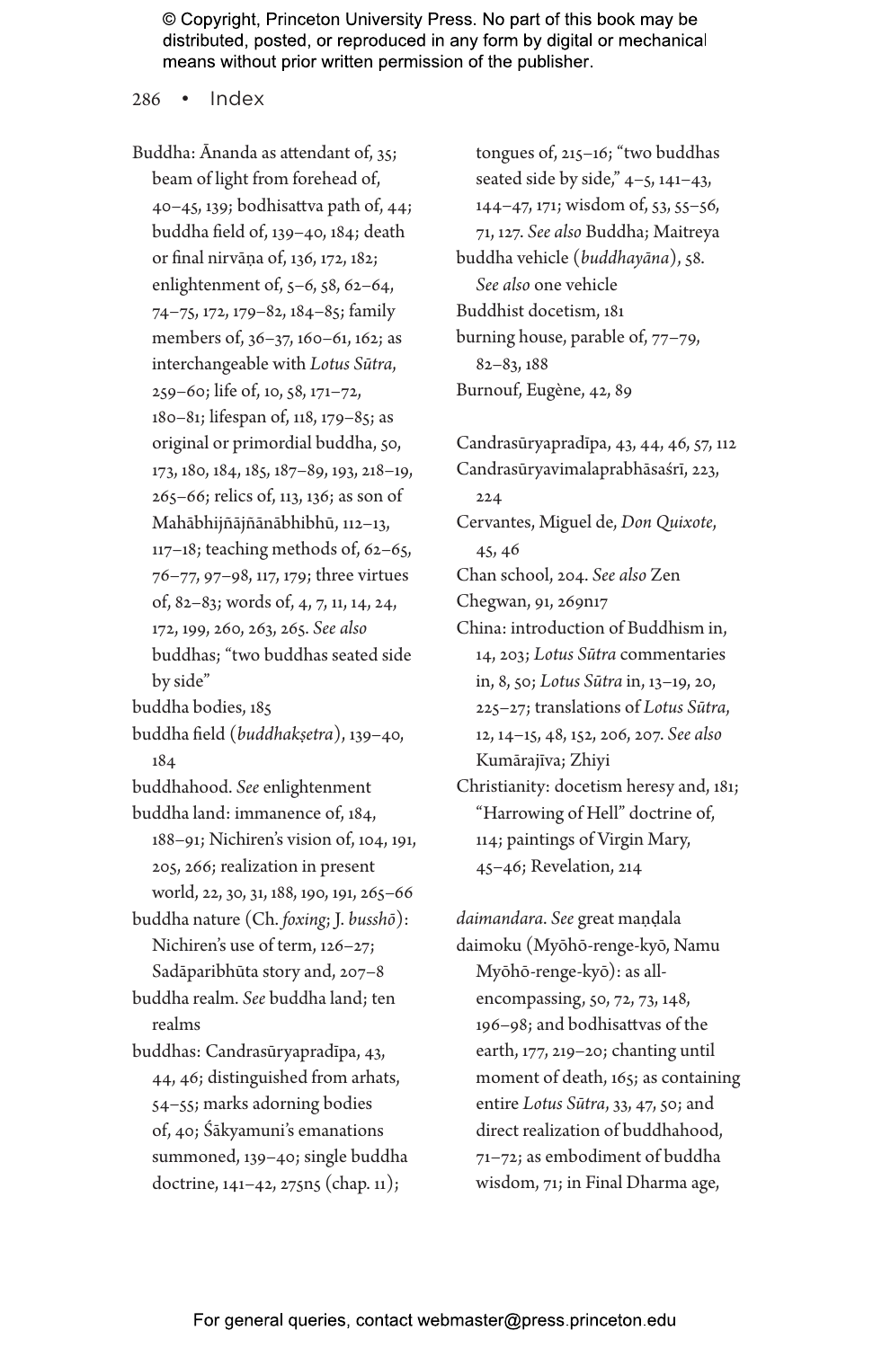Buddha: Ānanda as attendant of, 35; beam of light from forehead of, 40–45, 139; bodhisattva path of, 44; buddha field of, 139–40, 184; death or final nirvāṇa of, 136, 172, 182; enlightenment of, 5–6, 58, 62–64, 74–75, 172, 179–82, 184–85; family members of, 36–37, 160–61, 162; as interchangeable with *Lotus Sūtra*, 259–60; life of, 10, 58, 171–72, 180–81; lifespan of, 118, 179–85; as original or primordial buddha, 50, 173, 180, 184, 185, 187–89, 193, 218–19, 265–66; relics of, 113, 136; as son of Mahābhijñājñānābhibhū, 112–13, 117–18; teaching methods of, 62–65, 76–77, 97–98, 117, 179; three virtues of, 82–83; words of, 4, 7, 11, 14, 24, 172, 199, 260, 263, 265. *See also* buddhas; "two buddhas seated side by side"

buddha bodies, 185

buddha field (*buddhakṣetra*), 139–40, 184

buddhahood. *See* enlightenment

buddha land: immanence of, 184, 188–91; Nichiren's vision of, 104, 191, 205, 266; realization in present world, 22, 30, 31, 188, 190, 191, 265–66

buddha nature (Ch. *foxing*; J. *busshō*): Nichiren's use of term, 126–27; Sadāparibhūta story and, 207–8

buddha realm. *See* buddha land; ten realms

buddhas: Candrasūryapradīpa, 43, 44, 46; distinguished from arhats, 54–55; marks adorning bodies of, 40; Śākyamuni's emanations summoned, 139–40; single buddha doctrine, 141–42, 275n5 (chap. 11); tongues of, 215–16; "two buddhas seated side by side," 4–5, 141–43, 144–47, 171; wisdom of, 53, 55–56, 71, 127. *See also* Buddha; Maitreya

buddha vehicle (*buddhayāna*), 58. *See also* one vehicle

Buddhist docetism, 181

burning house, parable of, 77–79, 82–83, 188

Burnouf, Eugène, 42, 89

Candrasūryapradīpa, 43, 44, 46, 57, 112

Candrasūryavimalaprabhāsaśrī, 223, 224

Cervantes, Miguel de, *Don Quixote*, 45, 46

Chan school, 204. *See also* Zen

Chegwan, 91, 269n17

China: introduction of Buddhism in, 14, 203; *Lotus Sūtra* commentaries in, 8, 50; *Lotus Sūtra* in, 13–19, 20, 225–27; translations of *Lotus Sūtra*, 12, 14–15, 48, 152, 206, 207. *See also* Kumārajīva; Zhiyi

Christianity: docetism heresy and, 181; "Harrowing of Hell" doctrine of, 114; paintings of Virgin Mary, 45–46; Revelation, 214

*daimandara*. *See* great maṇḍala

daimoku (Myōhō-renge-kyō, Namu Myōhō-renge-kyō): as all-encompassing, 50, 72, 73, 148, 196–98; and bodhisattvas of the earth, 177, 219–20; chanting until moment of death, 165; as containing entire *Lotus Sūtra*, 33, 47, 50; and direct realization of buddhahood, 71–72; as embodiment of buddha wisdom, 71; in Final Dharma age,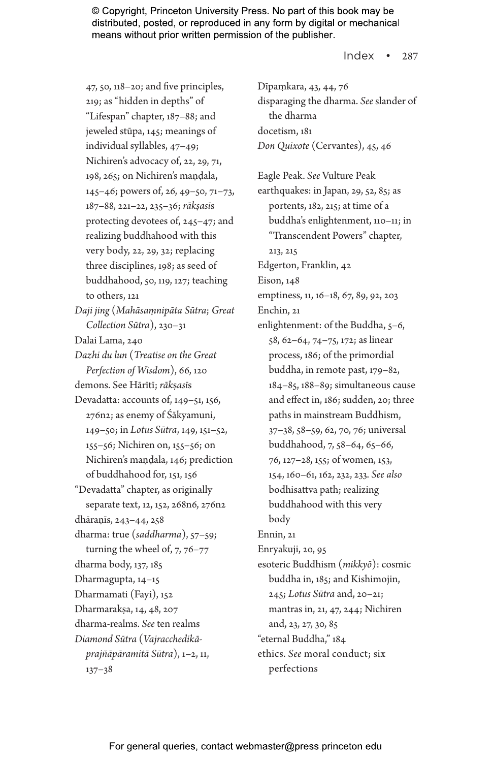47, 50, 118–20; and five principles, 219; as "hidden in depths" of "Lifespan" chapter, 187–88; and jeweled stūpa, 145; meanings of individual syllables, 47–49; Nichiren's advocacy of, 22, 29, 71, 198, 265; on Nichiren's maṇḍala, 145–46; powers of, 26, 49–50, 71–73, 187–88, 221–22, 235–36; *rākṣasīs* protecting devotees of, 245–47; and realizing buddhahood with this very body, 22, 29, 32; replacing three disciplines, 198; as seed of buddhahood, 50, 119, 127; teaching to others, 121

*Daji jing* (*Mahāsaṃnipāta Sūtra*; *Great Collection Sūtra*), 230–31

Dalai Lama, 240

*Dazhi du lun* (*Treatise on the Great Perfection of Wisdom*), 66, 120

demons. See Hārītī; *rākṣasīs*

Devadatta: accounts of, 149–51, 156, 276n2; as enemy of Śākyamuni, 149–50; in *Lotus Sūtra*, 149, 151–52, 155–56; Nichiren on, 155–56; on Nichiren's maṇḍala, 146; prediction of buddhahood for, 151, 156

"Devadatta" chapter, as originally separate text, 12, 152, 268n6, 276n2

dhāraṇīs, 243–44, 258

dharma: true (*saddharma*), 57–59; turning the wheel of, 7, 76–77

dharma body, 137, 185

Dharmagupta, 14–15

Dharmamati (Fayi), 152

Dharmarakṣa, 14, 48, 207

dharma-realms. *See* ten realms

*Diamond Sūtra* (*Vajracchedikā-prajñāpāramitā Sūtra*), 1–2, 11, 137–38

Dīpaṃkara, 43, 44, 76

disparaging the dharma. *See* slander of the dharma

docetism, 181

*Don Quixote* (Cervantes), 45, 46

Eagle Peak. *See* Vulture Peak

earthquakes: in Japan, 29, 52, 85; as portents, 182, 215; at time of a buddha's enlightenment, 110–11; in "Transcendent Powers" chapter, 213, 215

Edgerton, Franklin, 42

Eison, 148

emptiness, 11, 16–18, 67, 89, 92, 203

Enchin, 21

enlightenment: of the Buddha, 5–6, 58, 62–64, 74–75, 172; as linear process, 186; of the primordial buddha, in remote past, 179–82, 184–85, 188–89; simultaneous cause and effect in, 186; sudden, 20; three paths in mainstream Buddhism, 37–38, 58–59, 62, 70, 76; universal buddhahood, 7, 58–64, 65–66, 76, 127–28, 155; of women, 153, 154, 160–61, 162, 232, 233. *See also* bodhisattva path; realizing buddhahood with this very body

Ennin, 21

Enryakuji, 20, 95

esoteric Buddhism (*mikkyō*): cosmic buddha in, 185; and Kishimojin, 245; *Lotus Sūtra* and, 20–21; mantras in, 21, 47, 244; Nichiren and, 23, 27, 30, 85

"eternal Buddha," 184

ethics. *See* moral conduct; six perfections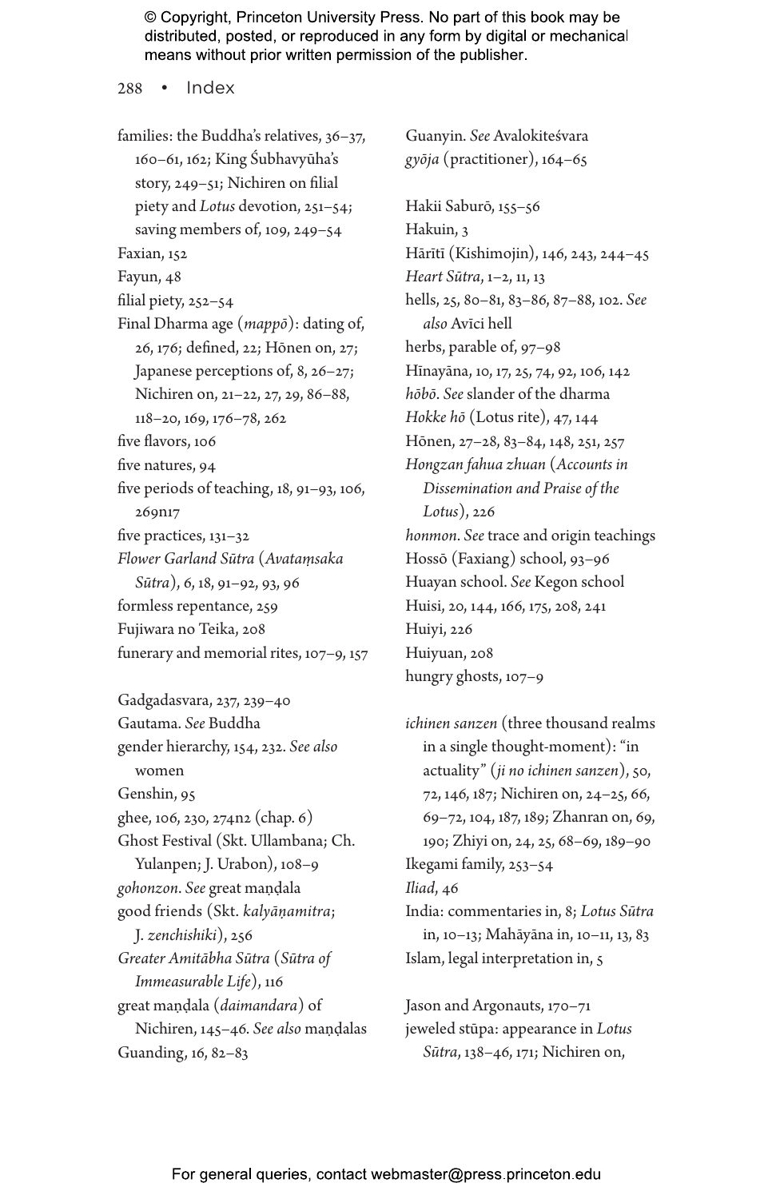families: the Buddha's relatives, 36–37, 160–61, 162; King Śubhavyūha's story, 249–51; Nichiren on filial piety and *Lotus* devotion, 251–54; saving members of, 109, 249–54

Faxian, 152

Fayun, 48

filial piety, 252–54

Final Dharma age (*mappō*): dating of, 26, 176; defined, 22; Hōnen on, 27; Japanese perceptions of, 8, 26–27; Nichiren on, 21–22, 27, 29, 86–88, 118–20, 169, 176–78, 262

five flavors, 106

five natures, 94

five periods of teaching, 18, 91–93, 106, 269n17

five practices, 131–32

*Flower Garland Sūtra* (*Avataṃsaka Sūtra*), 6, 18, 91–92, 93, 96

formless repentance, 259

Fujiwara no Teika, 208

funerary and memorial rites, 107–9, 157

Gadgadasvara, 237, 239–40

Gautama. *See* Buddha

gender hierarchy, 154, 232. *See also* women

Genshin, 95

ghee, 106, 230, 274n2 (chap. 6)

Ghost Festival (Skt. Ullambana; Ch. Yulanpen; J. Urabon), 108–9

*gohonzon*. *See* great maṇḍala

good friends (Skt. *kalyāṇamitra*; J. *zenchishiki*), 256

*Greater Amitābha Sūtra* (*Sūtra of Immeasurable Life*), 116

great maṇḍala (*daimandara*) of Nichiren, 145–46. *See also* maṇḍalas

Guanding, 16, 82–83

Guanyin. *See* Avalokiteśvara

*gyōja* (practitioner), 164–65

Hakii Saburō, 155–56

Hakuin, 3

Hārītī (Kishimojin), 146, 243, 244–45

*Heart Sūtra*, 1–2, 11, 13

hells, 25, 80–81, 83–86, 87–88, 102. *See also* Avīci hell

herbs, parable of, 97–98

Hīnayāna, 10, 17, 25, 74, 92, 106, 142

*hōbō*. *See* slander of the dharma

*Hokke hō* (Lotus rite), 47, 144

Hōnen, 27–28, 83–84, 148, 251, 257

*Hongzan fahua zhuan* (*Accounts in Dissemination and Praise of the Lotus*), 226

*honmon*. *See* trace and origin teachings

Hossō (Faxiang) school, 93–96

Huayan school. *See* Kegon school

Huisi, 20, 144, 166, 175, 208, 241

Huiyi, 226

Huiyuan, 208

hungry ghosts, 107–9

*ichinen sanzen* (three thousand realms in a single thought-moment): "in actuality" (*ji no ichinen sanzen*), 50, 72, 146, 187; Nichiren on, 24–25, 66, 69–72, 104, 187, 189; Zhanran on, 69, 190; Zhiyi on, 24, 25, 68–69, 189–90

Ikegami family, 253–54

*Iliad*, 46

India: commentaries in, 8; *Lotus Sūtra* in, 10–13; Mahāyāna in, 10–11, 13, 83

Islam, legal interpretation in, 5

Jason and Argonauts, 170–71

jeweled stūpa: appearance in *Lotus Sūtra*, 138–46, 171; Nichiren on,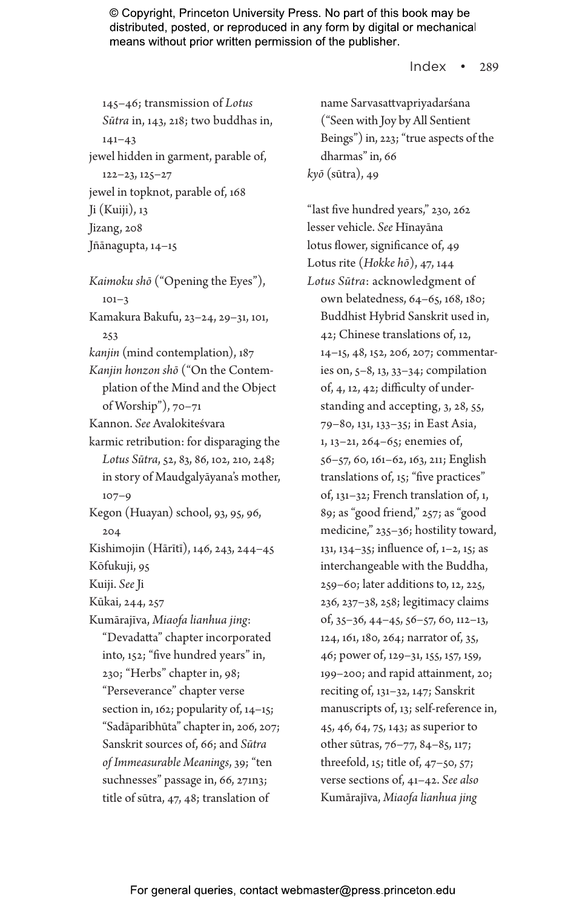145–46; transmission of *Lotus Sūtra* in, 143, 218; two buddhas in, 141–43

jewel hidden in garment, parable of, 122–23, 125–27

jewel in topknot, parable of, 168

Ji (Kuiji), 13

Jizang, 208

Jñānagupta, 14–15

*Kaimoku shō* ("Opening the Eyes"), 101–3

Kamakura Bakufu, 23–24, 29–31, 101, 253

*kanjin* (mind contemplation), 187

*Kanjin honzon shō* ("On the Contemplation of the Mind and the Object of Worship"), 70–71

Kannon. *See* Avalokiteśvara

karmic retribution: for disparaging the *Lotus Sūtra*, 52, 83, 86, 102, 210, 248; in story of Maudgalyāyana's mother, 107–9

Kegon (Huayan) school, 93, 95, 96, 204

Kishimojin (Hārītī), 146, 243, 244–45

Kōfukuji, 95

Kuiji. *See* Ji

Kūkai, 244, 257

Kumārajīva, *Miaofa lianhua jing*: "Devadatta" chapter incorporated into, 152; "five hundred years" in, 230; "Herbs" chapter in, 98; "Perseverance" chapter verse section in, 162; popularity of, 14–15; "Sadāparibhūta" chapter in, 206, 207; Sanskrit sources of, 66; and *Sūtra of Immeasurable Meanings*, 39; "ten suchnesses" passage in, 66, 271n3; title of sūtra, 47, 48; translation of name Sarvasattvapriyadarśana ("Seen with Joy by All Sentient Beings") in, 223; "true aspects of the dharmas" in, 66

*kyō* (sūtra), 49

"last five hundred years," 230, 262

lesser vehicle. *See* Hīnayāna

lotus flower, significance of, 49

Lotus rite (*Hokke hō*), 47, 144

*Lotus Sūtra*: acknowledgment of own belatedness, 64–65, 168, 180; Buddhist Hybrid Sanskrit used in, 42; Chinese translations of, 12, 14–15, 48, 152, 206, 207; commentaries on, 5–8, 13, 33–34; compilation of, 4, 12, 42; difficulty of understanding and accepting, 3, 28, 55, 79–80, 131, 133–35; in East Asia, 1, 13–21, 264–65; enemies of, 56–57, 60, 161–62, 163, 211; English translations of, 15; "five practices" of, 131–32; French translation of, 1, 89; as "good friend," 257; as "good medicine," 235–36; hostility toward, 131, 134–35; influence of, 1–2, 15; as interchangeable with the Buddha, 259–60; later additions to, 12, 225, 236, 237–38, 258; legitimacy claims of, 35–36, 44–45, 56–57, 60, 112–13, 124, 161, 180, 264; narrator of, 35, 46; power of, 129–31, 155, 157, 159, 199–200; and rapid attainment, 20; reciting of, 131–32, 147; Sanskrit manuscripts of, 13; self-reference in, 45, 46, 64, 75, 143; as superior to other sūtras, 76–77, 84–85, 117; threefold, 15; title of, 47–50, 57; verse sections of, 41–42. *See also* Kumārajīva, *Miaofa lianhua jing*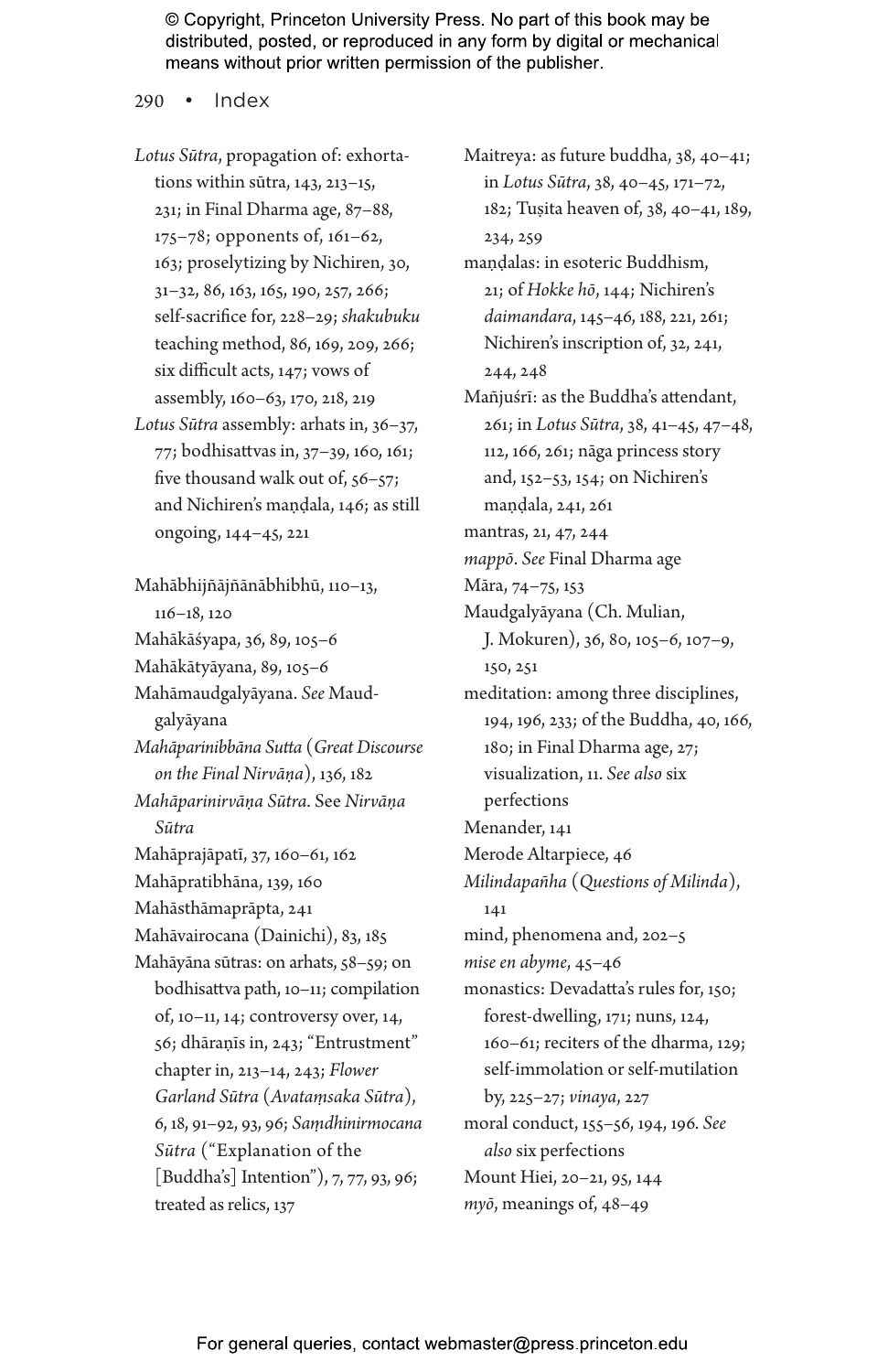*Lotus Sūtra*, propagation of: exhortations within sūtra, 143, 213–15, 231; in Final Dharma age, 87–88, 175–78; opponents of, 161–62, 163; proselytizing by Nichiren, 30, 31–32, 86, 163, 165, 190, 257, 266; self-sacrifice for, 228–29; *shakubuku* teaching method, 86, 169, 209, 266; six difficult acts, 147; vows of assembly, 160–63, 170, 218, 219

*Lotus Sūtra* assembly: arhats in, 36–37, 77; bodhisattvas in, 37–39, 160, 161; five thousand walk out of, 56–57; and Nichiren's maṇḍala, 146; as still ongoing, 144–45, 221

Mahābhijñājñānābhibhū, 110–13, 116–18, 120

Mahākāśyapa, 36, 89, 105–6

Mahākātyāyana, 89, 105–6

Mahāmaudgalyāyana. *See* Maudgalyāyana

*Mahāparinibbāna Sutta* (*Great Discourse on the Final Nirvāṇa*), 136, 182

*Mahāparinirvāṇa Sūtra*. See *Nirvāṇa Sūtra*

Mahāprajāpatī, 37, 160–61, 162

Mahāpratibhāna, 139, 160

Mahāsthāmaprāpta, 241

Mahāvairocana (Dainichi), 83, 185

Mahāyāna sūtras: on arhats, 58–59; on bodhisattva path, 10–11; compilation of, 10–11, 14; controversy over, 14, 56; dhāraṇīs in, 243; "Entrustment" chapter in, 213–14, 243; *Flower Garland Sūtra* (*Avataṃsaka Sūtra*), 6, 18, 91–92, 93, 96; *Saṃdhinirmocana Sūtra* ("Explanation of the [Buddha's] Intention"), 7, 77, 93, 96; treated as relics, 137

Maitreya: as future buddha, 38, 40–41; in *Lotus Sūtra*, 38, 40–45, 171–72, 182; Tuṣita heaven of, 38, 40–41, 189, 234, 259

maṇḍalas: in esoteric Buddhism, 21; of *Hokke hō*, 144; Nichiren's *daimandara*, 145–46, 188, 221, 261; Nichiren's inscription of, 32, 241, 244, 248

Mañjuśrī: as the Buddha's attendant, 261; in *Lotus Sūtra*, 38, 41–45, 47–48, 112, 166, 261; nāga princess story and, 152–53, 154; on Nichiren's maṇḍala, 241, 261

mantras, 21, 47, 244

*mappō*. *See* Final Dharma age

Māra, 74–75, 153

Maudgalyāyana (Ch. Mulian, J. Mokuren), 36, 80, 105–6, 107–9, 150, 251

meditation: among three disciplines, 194, 196, 233; of the Buddha, 40, 166, 180; in Final Dharma age, 27; visualization, 11. *See also* six perfections

Menander, 141

Merode Altarpiece, 46

*Milindapañha* (*Questions of Milinda*), 141

mind, phenomena and, 202–5

*mise en abyme*, 45–46

monastics: Devadatta's rules for, 150; forest-dwelling, 171; nuns, 124, 160–61; reciters of the dharma, 129; self-immolation or self-mutilation by, 225–27; *vinaya*, 227

moral conduct, 155–56, 194, 196. *See also* six perfections

Mount Hiei, 20–21, 95, 144

*myō*, meanings of, 48–49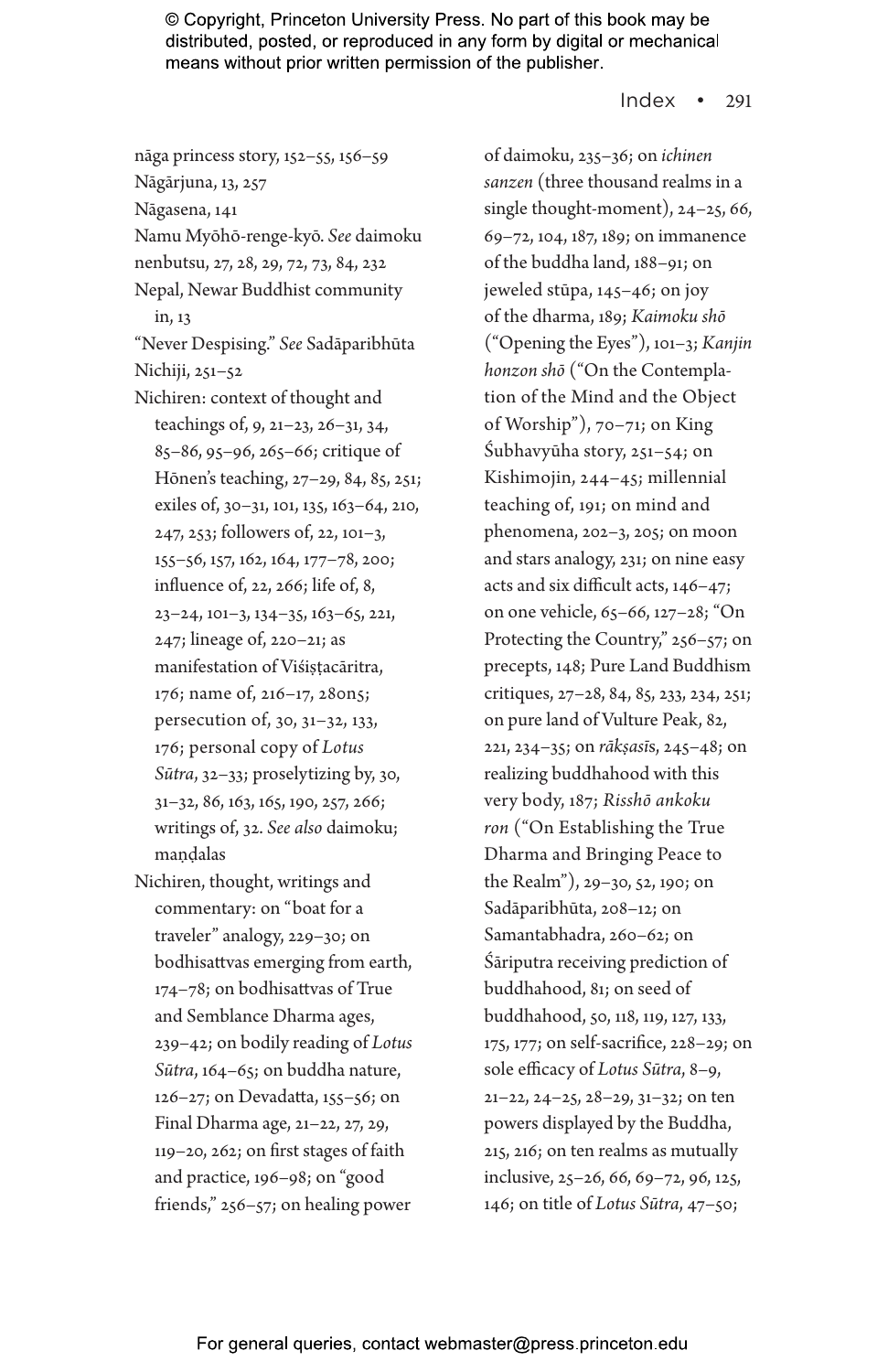nāga princess story, 152–55, 156–59
Nāgārjuna, 13, 257
Nāgasena, 141
Namu Myōhō-renge-kyō. *See* daimoku
nenbutsu, 27, 28, 29, 72, 73, 84, 232
Nepal, Newar Buddhist community in, 13
"Never Despising." *See* Sadāparibhūta
Nichiji, 251–52
Nichiren: context of thought and teachings of, 9, 21–23, 26–31, 34, 85–86, 95–96, 265–66; critique of Hōnen's teaching, 27–29, 84, 85, 251; exiles of, 30–31, 101, 135, 163–64, 210, 247, 253; followers of, 22, 101–3, 155–56, 157, 162, 164, 177–78, 200; influence of, 22, 266; life of, 8, 23–24, 101–3, 134–35, 163–65, 221, 247; lineage of, 220–21; as manifestation of Viśiṣṭacāritra, 176; name of, 216–17, 280n5; persecution of, 30, 31–32, 133, 176; personal copy of *Lotus Sūtra*, 32–33; proselytizing by, 30, 31–32, 86, 163, 165, 190, 257, 266; writings of, 32. *See also* daimoku; maṇḍalas
Nichiren, thought, writings and commentary: on "boat for a traveler" analogy, 229–30; on bodhisattvas emerging from earth, 174–78; on bodhisattvas of True and Semblance Dharma ages, 239–42; on bodily reading of *Lotus Sūtra*, 164–65; on buddha nature, 126–27; on Devadatta, 155–56; on Final Dharma age, 21–22, 27, 29, 119–20, 262; on first stages of faith and practice, 196–98; on "good friends," 256–57; on healing power of daimoku, 235–36; on *ichinen sanzen* (three thousand realms in a single thought-moment), 24–25, 66, 69–72, 104, 187, 189; on immanence of the buddha land, 188–91; on jeweled stūpa, 145–46; on joy of the dharma, 189; *Kaimoku shō* ("Opening the Eyes"), 101–3; *Kanjin honzon shō* ("On the Contemplation of the Mind and the Object of Worship"), 70–71; on King Śubhavyūha story, 251–54; on Kishimojin, 244–45; millennial teaching of, 191; on mind and phenomena, 202–3, 205; on moon and stars analogy, 231; on nine easy acts and six difficult acts, 146–47; on one vehicle, 65–66, 127–28; "On Protecting the Country," 256–57; on precepts, 148; Pure Land Buddhism critiques, 27–28, 84, 85, 233, 234, 251; on pure land of Vulture Peak, 82, 221, 234–35; on *rākṣasīs*, 245–48; on realizing buddhahood with this very body, 187; *Risshō ankoku ron* ("On Establishing the True Dharma and Bringing Peace to the Realm"), 29–30, 52, 190; on Sadāparibhūta, 208–12; on Samantabhadra, 260–62; on Śāriputra receiving prediction of buddhahood, 81; on seed of buddhahood, 50, 118, 119, 127, 133, 175, 177; on self-sacrifice, 228–29; on sole efficacy of *Lotus Sūtra*, 8–9, 21–22, 24–25, 28–29, 31–32; on ten powers displayed by the Buddha, 215, 216; on ten realms as mutually inclusive, 25–26, 66, 69–72, 96, 125, 146; on title of *Lotus Sūtra*, 47–50;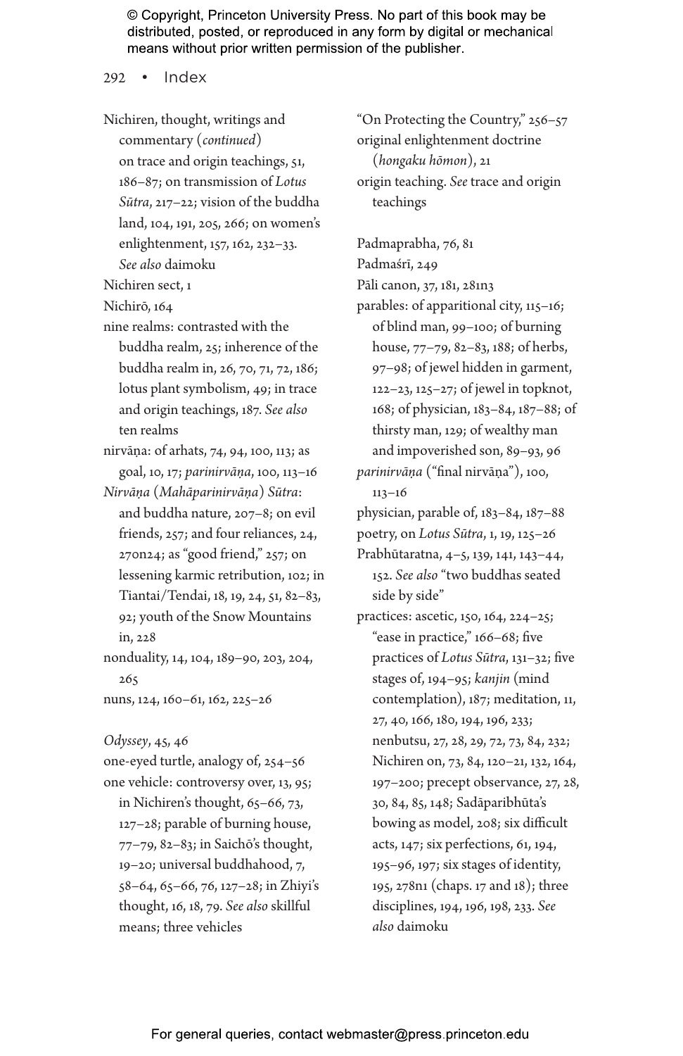Nichiren, thought, writings and commentary (*continued*)
on trace and origin teachings, 51, 186–87; on transmission of *Lotus Sūtra*, 217–22; vision of the buddha land, 104, 191, 205, 266; on women's enlightenment, 157, 162, 232–33. *See also* daimoku

Nichiren sect, 1

Nichirō, 164

nine realms: contrasted with the buddha realm, 25; inherence of the buddha realm in, 26, 70, 71, 72, 186; lotus plant symbolism, 49; in trace and origin teachings, 187. *See also* ten realms

nirvāṇa: of arhats, 74, 94, 100, 113; as goal, 10, 17; *parinirvāṇa*, 100, 113–16

*Nirvāṇa* (*Mahāparinirvāṇa*) *Sūtra*: and buddha nature, 207–8; on evil friends, 257; and four reliances, 24, 270n24; as "good friend," 257; on lessening karmic retribution, 102; in Tiantai/Tendai, 18, 19, 24, 51, 82–83, 92; youth of the Snow Mountains in, 228

nonduality, 14, 104, 189–90, 203, 204, 265

nuns, 124, 160–61, 162, 225–26

*Odyssey*, 45, 46

one-eyed turtle, analogy of, 254–56

one vehicle: controversy over, 13, 95; in Nichiren's thought, 65–66, 73, 127–28; parable of burning house, 77–79, 82–83; in Saichō's thought, 19–20; universal buddhahood, 7, 58–64, 65–66, 76, 127–28; in Zhiyi's thought, 16, 18, 79. *See also* skillful means; three vehicles

"On Protecting the Country," 256–57

original enlightenment doctrine (*hongaku hōmon*), 21

origin teaching. *See* trace and origin teachings

Padmaprabha, 76, 81

Padmaśrī, 249

Pāli canon, 37, 181, 281n3

parables: of apparitional city, 115–16; of blind man, 99–100; of burning house, 77–79, 82–83, 188; of herbs, 97–98; of jewel hidden in garment, 122–23, 125–27; of jewel in topknot, 168; of physician, 183–84, 187–88; of thirsty man, 129; of wealthy man and impoverished son, 89–93, 96

*parinirvāṇa* ("final nirvāṇa"), 100, 113–16

physician, parable of, 183–84, 187–88

poetry, on *Lotus Sūtra*, 1, 19, 125–26

Prabhūtaratna, 4–5, 139, 141, 143–44, 152. *See also* "two buddhas seated side by side"

practices: ascetic, 150, 164, 224–25; "ease in practice," 166–68; five practices of *Lotus Sūtra*, 131–32; five stages of, 194–95; *kanjin* (mind contemplation), 187; meditation, 11, 27, 40, 166, 180, 194, 196, 233; nenbutsu, 27, 28, 29, 72, 73, 84, 232; Nichiren on, 73, 84, 120–21, 132, 164, 197–200; precept observance, 27, 28, 30, 84, 85, 148; Sadāparibhūta's bowing as model, 208; six difficult acts, 147; six perfections, 61, 194, 195–96, 197; six stages of identity, 195, 278n1 (chaps. 17 and 18); three disciplines, 194, 196, 198, 233. *See also* daimoku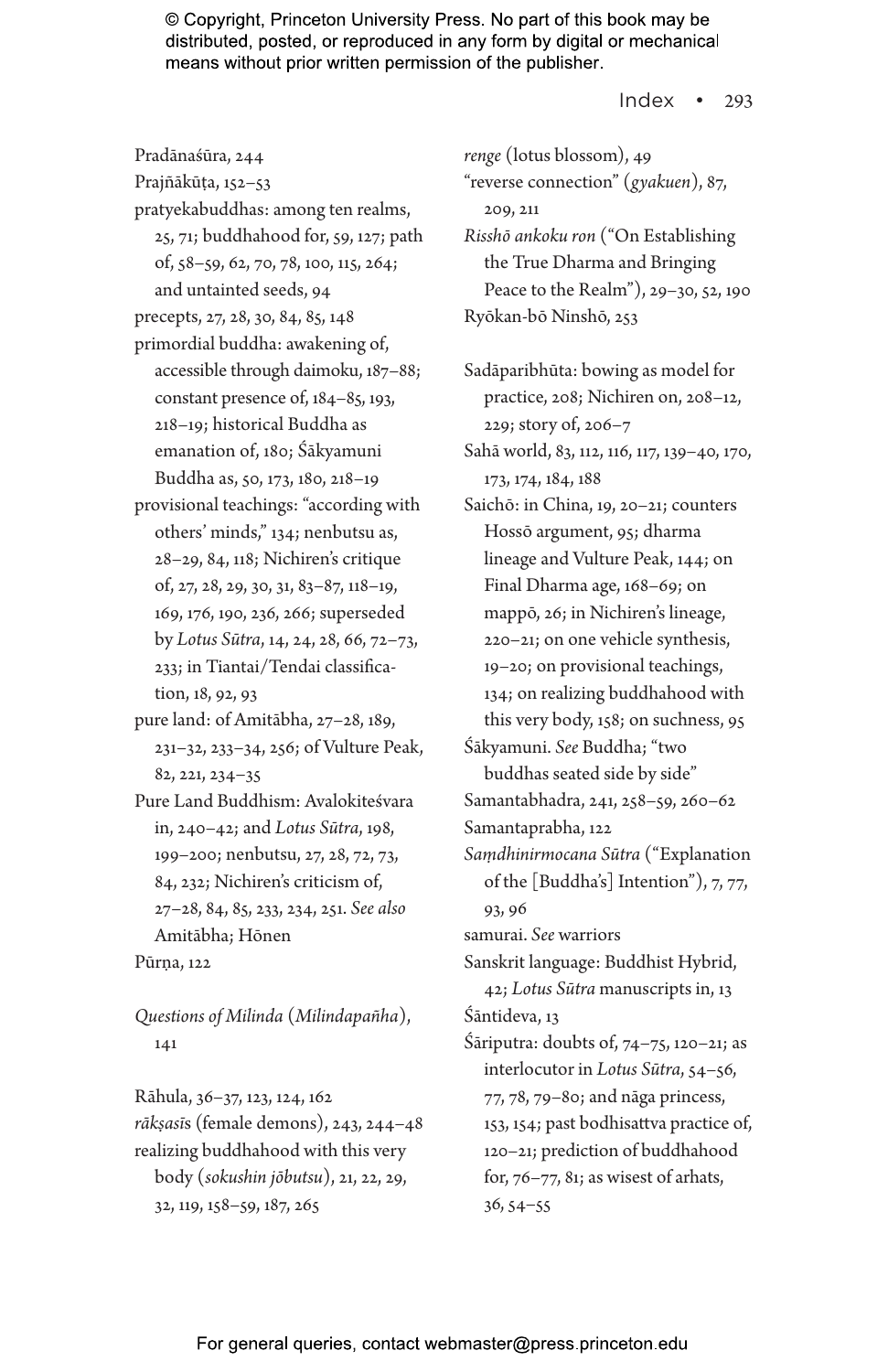Pradānaśūra, 244

Prajñākūṭa, 152–53

pratyekabuddhas: among ten realms, 25, 71; buddhahood for, 59, 127; path of, 58–59, 62, 70, 78, 100, 115, 264; and untainted seeds, 94

precepts, 27, 28, 30, 84, 85, 148

primordial buddha: awakening of, accessible through daimoku, 187–88; constant presence of, 184–85, 193, 218–19; historical Buddha as emanation of, 180; Śākyamuni Buddha as, 50, 173, 180, 218–19

provisional teachings: “according with others’ minds,” 134; nenbutsu as, 28–29, 84, 118; Nichiren’s critique of, 27, 28, 29, 30, 31, 83–87, 118–19, 169, 176, 190, 236, 266; superseded by *Lotus Sūtra*, 14, 24, 28, 66, 72–73, 233; in Tiantai/Tendai classification, 18, 92, 93

pure land: of Amitābha, 27–28, 189, 231–32, 233–34, 256; of Vulture Peak, 82, 221, 234–35

Pure Land Buddhism: Avalokiteśvara in, 240–42; and *Lotus Sūtra*, 198, 199–200; nenbutsu, 27, 28, 72, 73, 84, 232; Nichiren’s criticism of, 27–28, 84, 85, 233, 234, 251. *See also* Amitābha; Hōnen

Pūrṇa, 122

*Questions of Milinda* (*Milindapañha*), 141

Rāhula, 36–37, 123, 124, 162

*rākṣasīs* (female demons), 243, 244–48

realizing buddhahood with this very body (*sokushin jōbutsu*), 21, 22, 29, 32, 119, 158–59, 187, 265

*renge* (lotus blossom), 49

“reverse connection” (*gyakuen*), 87, 209, 211

*Risshō ankoku ron* (“On Establishing the True Dharma and Bringing Peace to the Realm”), 29–30, 52, 190

Ryōkan-bō Ninshō, 253

Sadāparibhūta: bowing as model for practice, 208; Nichiren on, 208–12, 229; story of, 206–7

Sahā world, 83, 112, 116, 117, 139–40, 170, 173, 174, 184, 188

Saichō: in China, 19, 20–21; counters Hossō argument, 95; dharma lineage and Vulture Peak, 144; on Final Dharma age, 168–69; on mappō, 26; in Nichiren’s lineage, 220–21; on one vehicle synthesis, 19–20; on provisional teachings, 134; on realizing buddhahood with this very body, 158; on suchness, 95

Śākyamuni. *See* Buddha; “two buddhas seated side by side”

Samantabhadra, 241, 258–59, 260–62

Samantaprabha, 122

*Saṃdhinirmocana Sūtra* (“Explanation of the [Buddha’s] Intention”), 7, 77, 93, 96

samurai. *See* warriors

Sanskrit language: Buddhist Hybrid, 42; *Lotus Sūtra* manuscripts in, 13

Śāntideva, 13

Śāriputra: doubts of, 74–75, 120–21; as interlocutor in *Lotus Sūtra*, 54–56, 77, 78, 79–80; and nāga princess, 153, 154; past bodhisattva practice of, 120–21; prediction of buddhahood for, 76–77, 81; as wisest of arhats, 36, 54–55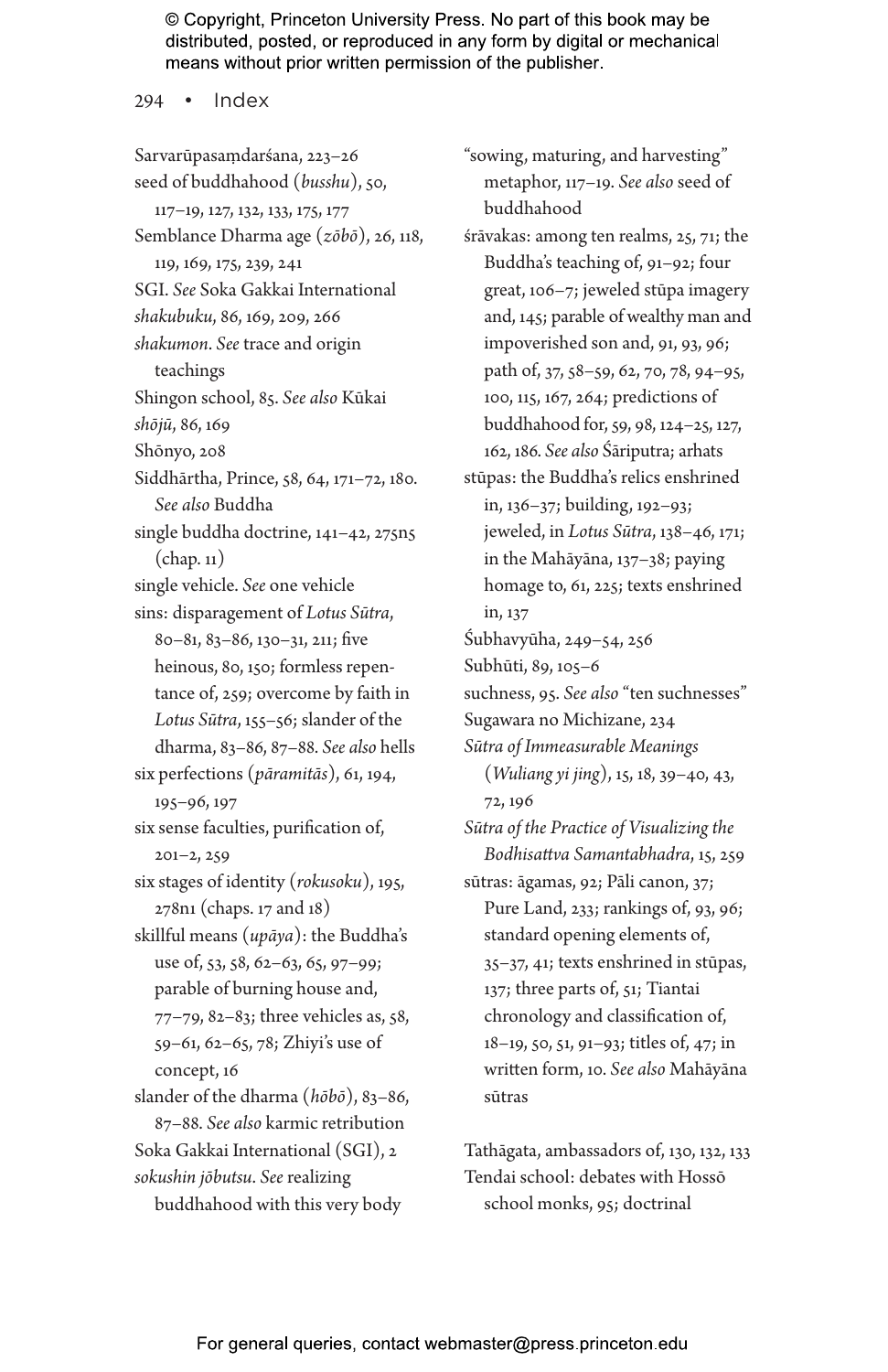Sarvarūpasaṃdarśana, 223–26

seed of buddhahood (*busshu*), 50, 117–19, 127, 132, 133, 175, 177

Semblance Dharma age (*zōbō*), 26, 118, 119, 169, 175, 239, 241

SGI. *See* Soka Gakkai International

*shakubuku*, 86, 169, 209, 266

*shakumon*. *See* trace and origin teachings

Shingon school, 85. *See also* Kūkai

*shōjū*, 86, 169

Shōnyo, 208

Siddhārtha, Prince, 58, 64, 171–72, 180. *See also* Buddha

single buddha doctrine, 141–42, 275n5 (chap. 11)

single vehicle. *See* one vehicle

sins: disparagement of *Lotus Sūtra*, 80–81, 83–86, 130–31, 211; five heinous, 80, 150; formless repentance of, 259; overcome by faith in *Lotus Sūtra*, 155–56; slander of the dharma, 83–86, 87–88. *See also* hells

six perfections (*pāramitās*), 61, 194, 195–96, 197

six sense faculties, purification of, 201–2, 259

six stages of identity (*rokusoku*), 195, 278n1 (chaps. 17 and 18)

skillful means (*upāya*): the Buddha's use of, 53, 58, 62–63, 65, 97–99; parable of burning house and, 77–79, 82–83; three vehicles as, 58, 59–61, 62–65, 78; Zhiyi's use of concept, 16

slander of the dharma (*hōbō*), 83–86, 87–88. *See also* karmic retribution

Soka Gakkai International (SGI), 2

*sokushin jōbutsu*. *See* realizing buddhahood with this very body

"sowing, maturing, and harvesting" metaphor, 117–19. *See also* seed of buddhahood

śrāvakas: among ten realms, 25, 71; the Buddha's teaching of, 91–92; four great, 106–7; jeweled stūpa imagery and, 145; parable of wealthy man and impoverished son and, 91, 93, 96; path of, 37, 58–59, 62, 70, 78, 94–95, 100, 115, 167, 264; predictions of buddhahood for, 59, 98, 124–25, 127, 162, 186. *See also* Śāriputra; arhats

stūpas: the Buddha's relics enshrined in, 136–37; building, 192–93; jeweled, in *Lotus Sūtra*, 138–46, 171; in the Mahāyāna, 137–38; paying homage to, 61, 225; texts enshrined in, 137

Śubhavyūha, 249–54, 256

Subhūti, 89, 105–6

suchness, 95. *See also* "ten suchnesses"

Sugawara no Michizane, 234

*Sūtra of Immeasurable Meanings* (*Wuliang yi jing*), 15, 18, 39–40, 43, 72, 196

*Sūtra of the Practice of Visualizing the Bodhisattva Samantabhadra*, 15, 259

sūtras: āgamas, 92; Pāli canon, 37; Pure Land, 233; rankings of, 93, 96; standard opening elements of, 35–37, 41; texts enshrined in stūpas, 137; three parts of, 51; Tiantai chronology and classification of, 18–19, 50, 51, 91–93; titles of, 47; in written form, 10. *See also* Mahāyāna sūtras

Tathāgata, ambassadors of, 130, 132, 133

Tendai school: debates with Hossō school monks, 95; doctrinal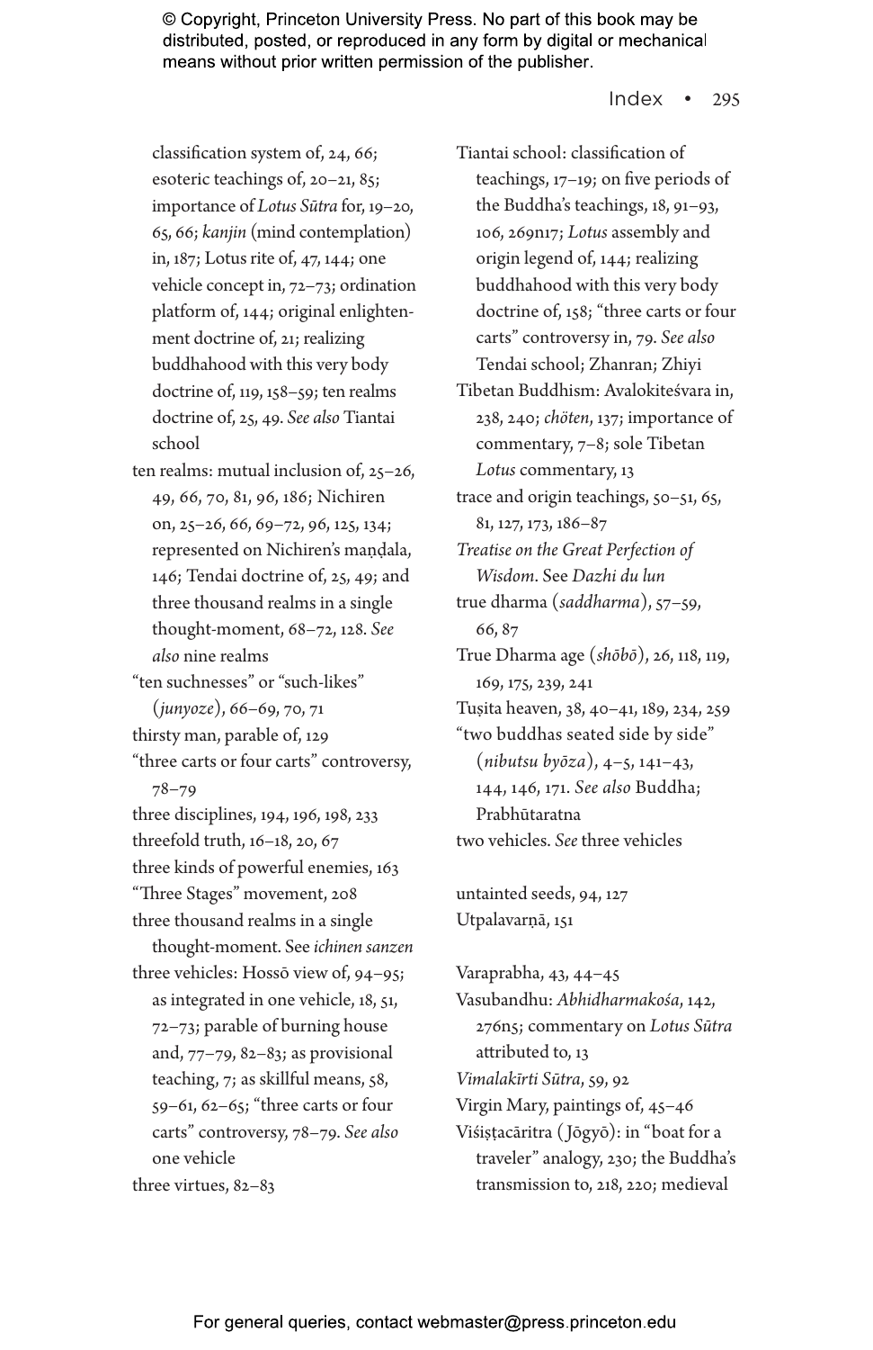classification system of, 24, 66; esoteric teachings of, 20–21, 85; importance of *Lotus Sūtra* for, 19–20, 65, 66; *kanjin* (mind contemplation) in, 187; Lotus rite of, 47, 144; one vehicle concept in, 72–73; ordination platform of, 144; original enlightenment doctrine of, 21; realizing buddhahood with this very body doctrine of, 119, 158–59; ten realms doctrine of, 25, 49. *See also* Tiantai school

ten realms: mutual inclusion of, 25–26, 49, 66, 70, 81, 96, 186; Nichiren on, 25–26, 66, 69–72, 96, 125, 134; represented on Nichiren's maṇḍala, 146; Tendai doctrine of, 25, 49; and three thousand realms in a single thought-moment, 68–72, 128. *See also* nine realms

"ten suchnesses" or "such-likes" (*junyoze*), 66–69, 70, 71

thirsty man, parable of, 129

"three carts or four carts" controversy, 78–79

three disciplines, 194, 196, 198, 233

threefold truth, 16–18, 20, 67

three kinds of powerful enemies, 163

"Three Stages" movement, 208

three thousand realms in a single thought-moment. See *ichinen sanzen*

three vehicles: Hossō view of, 94–95; as integrated in one vehicle, 18, 51, 72–73; parable of burning house and, 77–79, 82–83; as provisional teaching, 7; as skillful means, 58, 59–61, 62–65; "three carts or four carts" controversy, 78–79. *See also* one vehicle

three virtues, 82–83

Tiantai school: classification of teachings, 17–19; on five periods of the Buddha's teachings, 18, 91–93, 106, 269n17; *Lotus* assembly and origin legend of, 144; realizing buddhahood with this very body doctrine of, 158; "three carts or four carts" controversy in, 79. *See also* Tendai school; Zhanran; Zhiyi

Tibetan Buddhism: Avalokiteśvara in, 238, 240; *chöten*, 137; importance of commentary, 7–8; sole Tibetan *Lotus* commentary, 13

trace and origin teachings, 50–51, 65, 81, 127, 173, 186–87

*Treatise on the Great Perfection of Wisdom*. See *Dazhi du lun*

true dharma (*saddharma*), 57–59, 66, 87

True Dharma age (*shōbō*), 26, 118, 119, 169, 175, 239, 241

Tuṣita heaven, 38, 40–41, 189, 234, 259

"two buddhas seated side by side" (*nibutsu byōza*), 4–5, 141–43, 144, 146, 171. *See also* Buddha; Prabhūtaratna

two vehicles. *See* three vehicles

untainted seeds, 94, 127

Utpalavarṇā, 151

Varaprabha, 43, 44–45

Vasubandhu: *Abhidharmakośa*, 142, 276n5; commentary on *Lotus Sūtra* attributed to, 13

*Vimalakīrti Sūtra*, 59, 92

Virgin Mary, paintings of, 45–46

Viśiṣṭacāritra (Jōgyō): in "boat for a traveler" analogy, 230; the Buddha's transmission to, 218, 220; medieval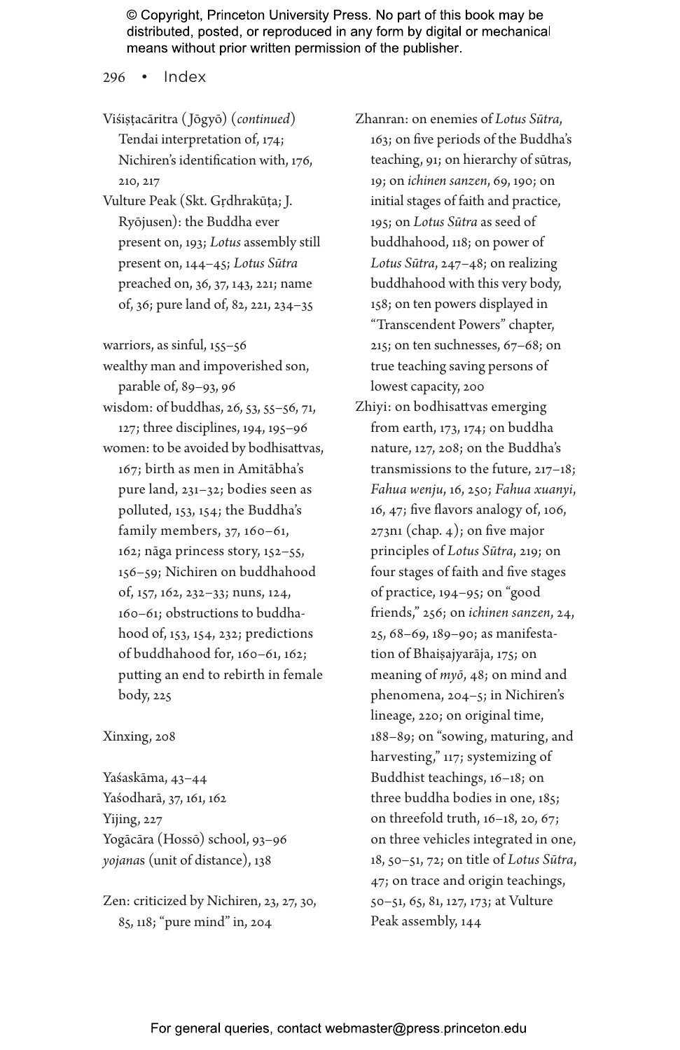Viśiṣṭacāritra (Jōgyō) (*continued*)
Tendai interpretation of, 174; Nichiren's identification with, 176, 210, 217

Vulture Peak (Skt. Gṛdhrakūṭa; J. Ryōjusen): the Buddha ever present on, 193; *Lotus* assembly still present on, 144–45; *Lotus Sūtra* preached on, 36, 37, 143, 221; name of, 36; pure land of, 82, 221, 234–35

warriors, as sinful, 155–56

wealthy man and impoverished son, parable of, 89–93, 96

wisdom: of buddhas, 26, 53, 55–56, 71, 127; three disciplines, 194, 195–96

women: to be avoided by bodhisattvas, 167; birth as men in Amitābha's pure land, 231–32; bodies seen as polluted, 153, 154; the Buddha's family members, 37, 160–61, 162; nāga princess story, 152–55, 156–59; Nichiren on buddhahood of, 157, 162, 232–33; nuns, 124, 160–61; obstructions to buddhahood of, 153, 154, 232; predictions of buddhahood for, 160–61, 162; putting an end to rebirth in female body, 225

Xinxing, 208

Yaśaskāma, 43–44

Yaśodharā, 37, 161, 162

Yijing, 227

Yogācāra (Hossō) school, 93–96

*yojana*s (unit of distance), 138

Zen: criticized by Nichiren, 23, 27, 30, 85, 118; "pure mind" in, 204

Zhanran: on enemies of *Lotus Sūtra*, 163; on five periods of the Buddha's teaching, 91; on hierarchy of sūtras, 19; on *ichinen sanzen*, 69, 190; on initial stages of faith and practice, 195; on *Lotus Sūtra* as seed of buddhahood, 118; on power of *Lotus Sūtra*, 247–48; on realizing buddhahood with this very body, 158; on ten powers displayed in "Transcendent Powers" chapter, 215; on ten suchnesses, 67–68; on true teaching saving persons of lowest capacity, 200

Zhiyi: on bodhisattvas emerging from earth, 173, 174; on buddha nature, 127, 208; on the Buddha's transmissions to the future, 217–18; *Fahua wenju*, 16, 250; *Fahua xuanyi*, 16, 47; five flavors analogy of, 106, 273n1 (chap. 4); on five major principles of *Lotus Sūtra*, 219; on four stages of faith and five stages of practice, 194–95; on "good friends," 256; on *ichinen sanzen*, 24, 25, 68–69, 189–90; as manifestation of Bhaiṣajyarāja, 175; on meaning of *myō*, 48; on mind and phenomena, 204–5; in Nichiren's lineage, 220; on original time, 188–89; on "sowing, maturing, and harvesting," 117; systemizing of Buddhist teachings, 16–18; on three buddha bodies in one, 185; on threefold truth, 16–18, 20, 67; on three vehicles integrated in one, 18, 50–51, 72; on title of *Lotus Sūtra*, 47; on trace and origin teachings, 50–51, 65, 81, 127, 173; at Vulture Peak assembly, 144